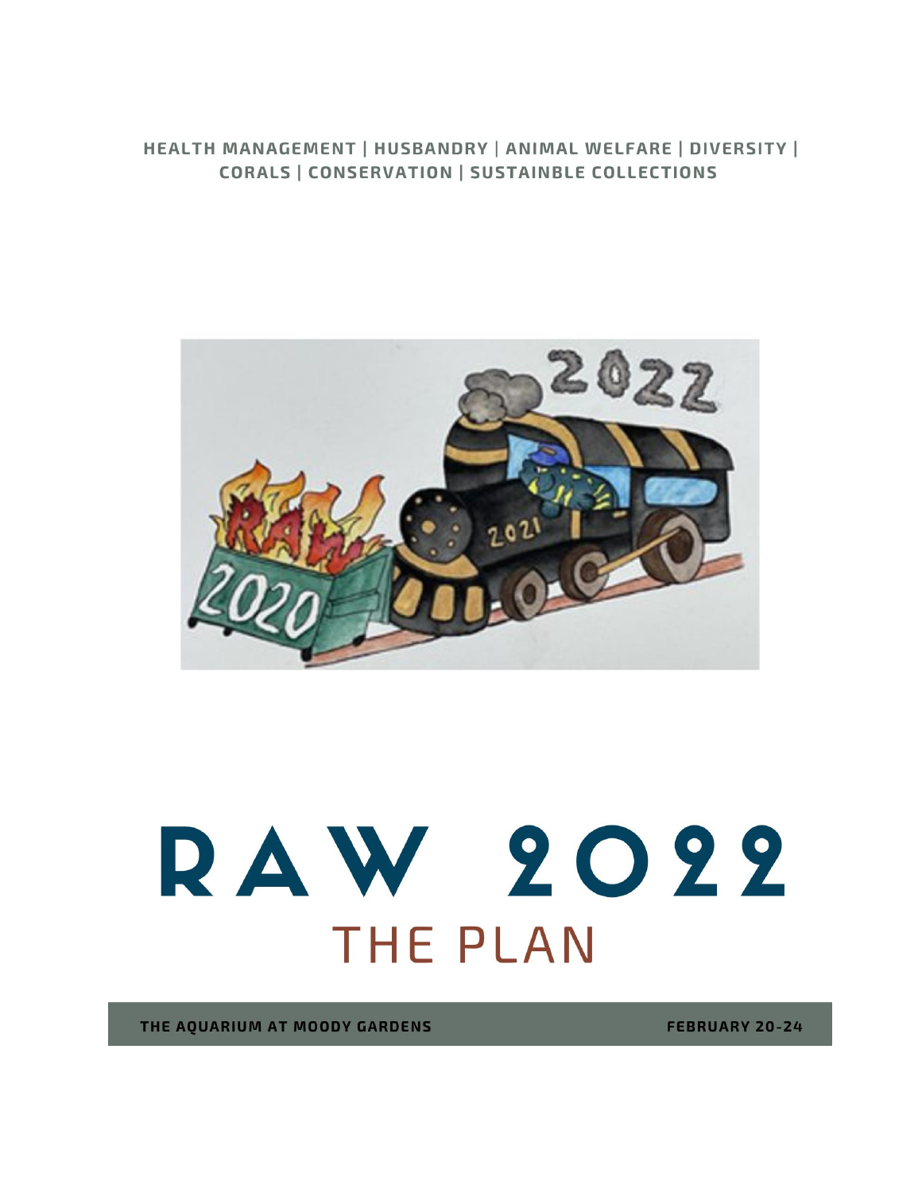**HEALTH MANAGEMENT | HUSBANDRY | ANIMAL WELFARE | DIVERSITY | CORALS | CONSERVATION | SUSTAINBLE COLLECTIONS**

# RAW 2022

## THE PLAN

**THE AQUARIUM AT MOODY GARDENS** **FEBRUARY 20-24**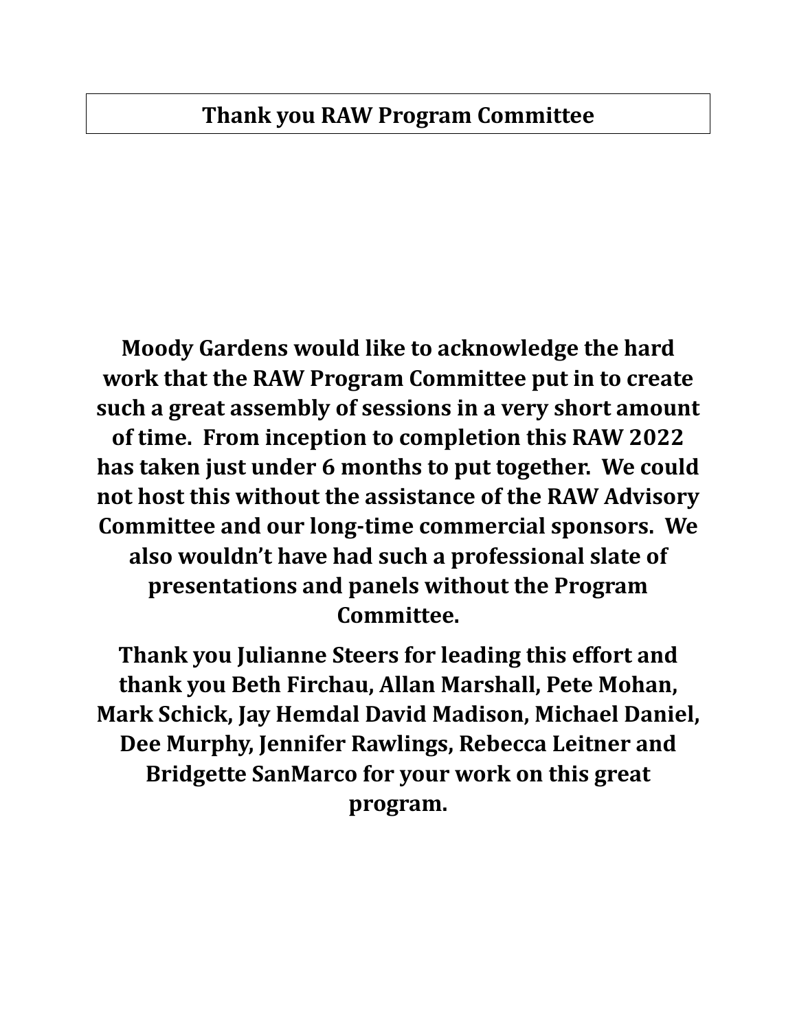# Thank you RAW Program Committee

**Moody Gardens would like to acknowledge the hard work that the RAW Program Committee put in to create such a great assembly of sessions in a very short amount of time. From inception to completion this RAW 2022 has taken just under 6 months to put together. We could not host this without the assistance of the RAW Advisory Committee and our long-time commercial sponsors. We also wouldn't have had such a professional slate of presentations and panels without the Program Committee.**

**Thank you Julianne Steers for leading this effort and thank you Beth Firchau, Allan Marshall, Pete Mohan, Mark Schick, Jay Hemdal David Madison, Michael Daniel, Dee Murphy, Jennifer Rawlings, Rebecca Leitner and Bridgette SanMarco for your work on this great program.**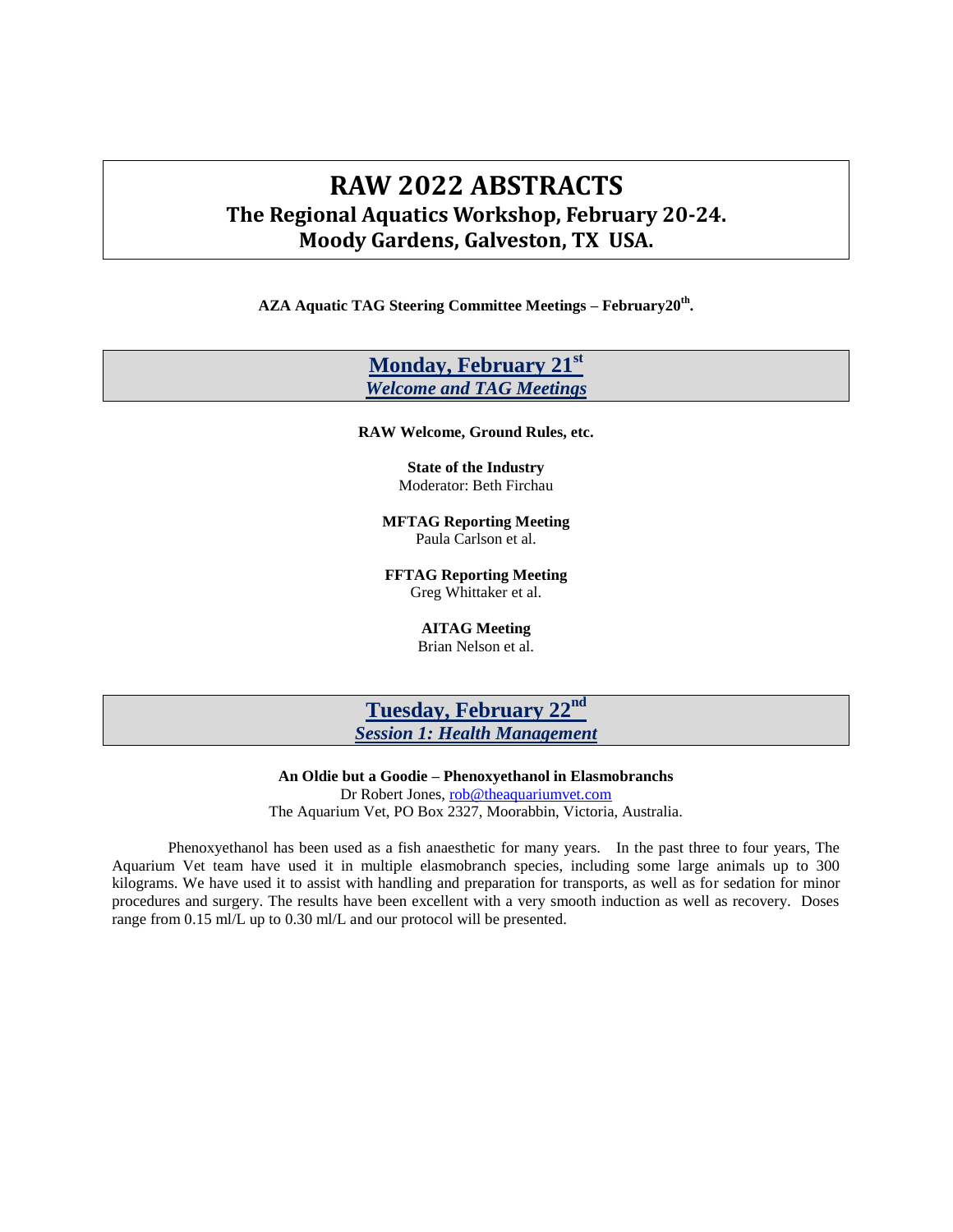# RAW 2022 ABSTRACTS

## The Regional Aquatics Workshop, February 20-24.

## Moody Gardens, Galveston, TX USA.

**AZA Aquatic TAG Steering Committee Meetings – February20th.**

## Monday, February 21st

### *Welcome and TAG Meetings*

**RAW Welcome, Ground Rules, etc.**

**State of the Industry**
Moderator: Beth Firchau

**MFTAG Reporting Meeting**
Paula Carlson et al.

**FFTAG Reporting Meeting**
Greg Whittaker et al.

**AITAG Meeting**
Brian Nelson et al.

## Tuesday, February 22nd

### *Session 1: Health Management*

**An Oldie but a Goodie – Phenoxyethanol in Elasmobranchs**
Dr Robert Jones, rob@theaquariumvet.com
The Aquarium Vet, PO Box 2327, Moorabbin, Victoria, Australia.

Phenoxyethanol has been used as a fish anaesthetic for many years. In the past three to four years, The Aquarium Vet team have used it in multiple elasmobranch species, including some large animals up to 300 kilograms. We have used it to assist with handling and preparation for transports, as well as for sedation for minor procedures and surgery. The results have been excellent with a very smooth induction as well as recovery. Doses range from 0.15 ml/L up to 0.30 ml/L and our protocol will be presented.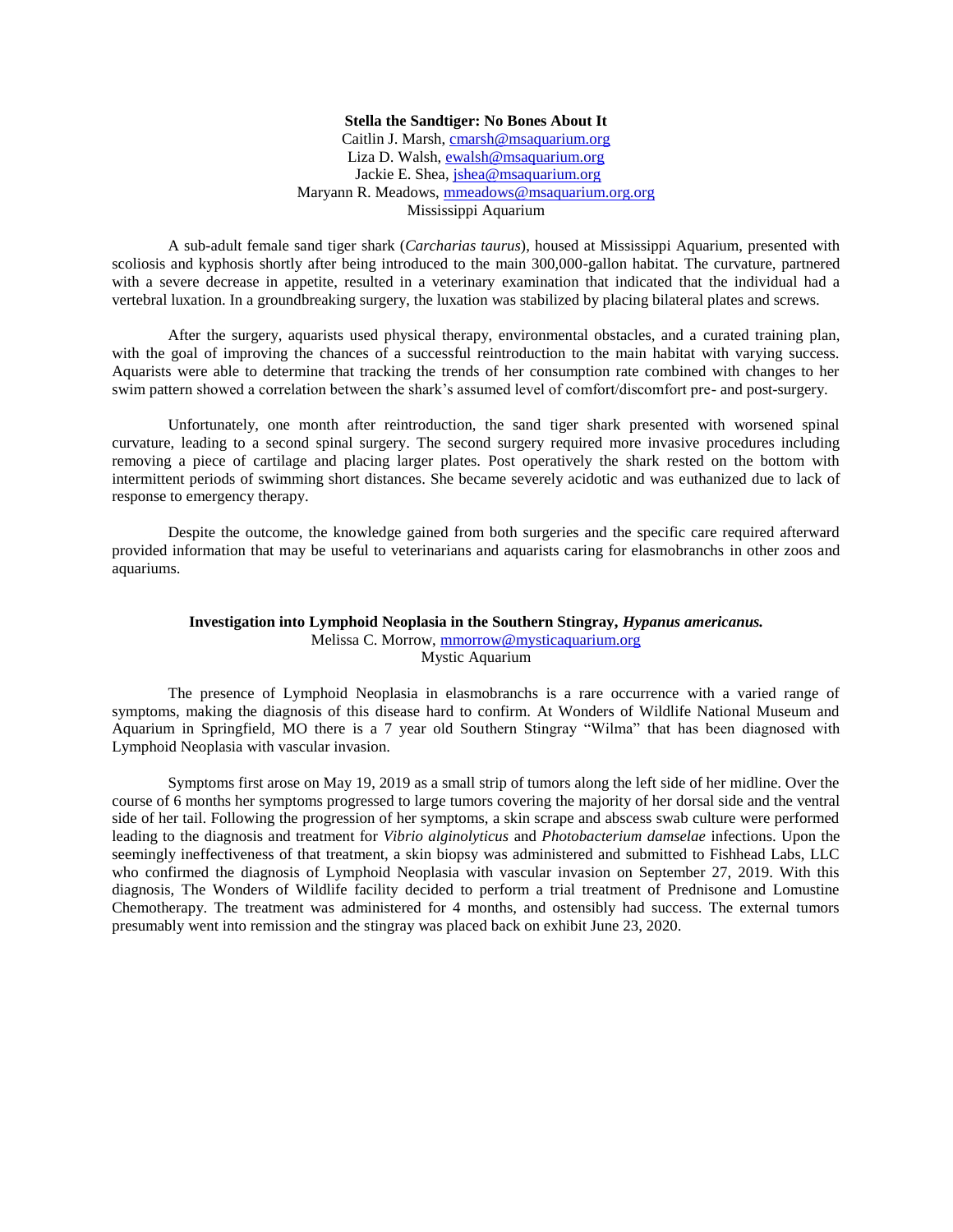**Stella the Sandtiger: No Bones About It**

Caitlin J. Marsh, cmarsh@msaquarium.org
Liza D. Walsh, ewalsh@msaquarium.org
Jackie E. Shea, jshea@msaquarium.org
Maryann R. Meadows, mmeadows@msaquarium.org.org
Mississippi Aquarium

A sub-adult female sand tiger shark (*Carcharias taurus*), housed at Mississippi Aquarium, presented with scoliosis and kyphosis shortly after being introduced to the main 300,000-gallon habitat. The curvature, partnered with a severe decrease in appetite, resulted in a veterinary examination that indicated that the individual had a vertebral luxation. In a groundbreaking surgery, the luxation was stabilized by placing bilateral plates and screws.

After the surgery, aquarists used physical therapy, environmental obstacles, and a curated training plan, with the goal of improving the chances of a successful reintroduction to the main habitat with varying success. Aquarists were able to determine that tracking the trends of her consumption rate combined with changes to her swim pattern showed a correlation between the shark's assumed level of comfort/discomfort pre- and post-surgery.

Unfortunately, one month after reintroduction, the sand tiger shark presented with worsened spinal curvature, leading to a second spinal surgery. The second surgery required more invasive procedures including removing a piece of cartilage and placing larger plates. Post operatively the shark rested on the bottom with intermittent periods of swimming short distances. She became severely acidotic and was euthanized due to lack of response to emergency therapy.

Despite the outcome, the knowledge gained from both surgeries and the specific care required afterward provided information that may be useful to veterinarians and aquarists caring for elasmobranchs in other zoos and aquariums.

**Investigation into Lymphoid Neoplasia in the Southern Stingray, *Hypanus americanus.***

Melissa C. Morrow, mmorrow@mysticaquarium.org
Mystic Aquarium

The presence of Lymphoid Neoplasia in elasmobranchs is a rare occurrence with a varied range of symptoms, making the diagnosis of this disease hard to confirm. At Wonders of Wildlife National Museum and Aquarium in Springfield, MO there is a 7 year old Southern Stingray "Wilma" that has been diagnosed with Lymphoid Neoplasia with vascular invasion.

Symptoms first arose on May 19, 2019 as a small strip of tumors along the left side of her midline. Over the course of 6 months her symptoms progressed to large tumors covering the majority of her dorsal side and the ventral side of her tail. Following the progression of her symptoms, a skin scrape and abscess swab culture were performed leading to the diagnosis and treatment for *Vibrio alginolyticus* and *Photobacterium damselae* infections. Upon the seemingly ineffectiveness of that treatment, a skin biopsy was administered and submitted to Fishhead Labs, LLC who confirmed the diagnosis of Lymphoid Neoplasia with vascular invasion on September 27, 2019. With this diagnosis, The Wonders of Wildlife facility decided to perform a trial treatment of Prednisone and Lomustine Chemotherapy. The treatment was administered for 4 months, and ostensibly had success. The external tumors presumably went into remission and the stingray was placed back on exhibit June 23, 2020.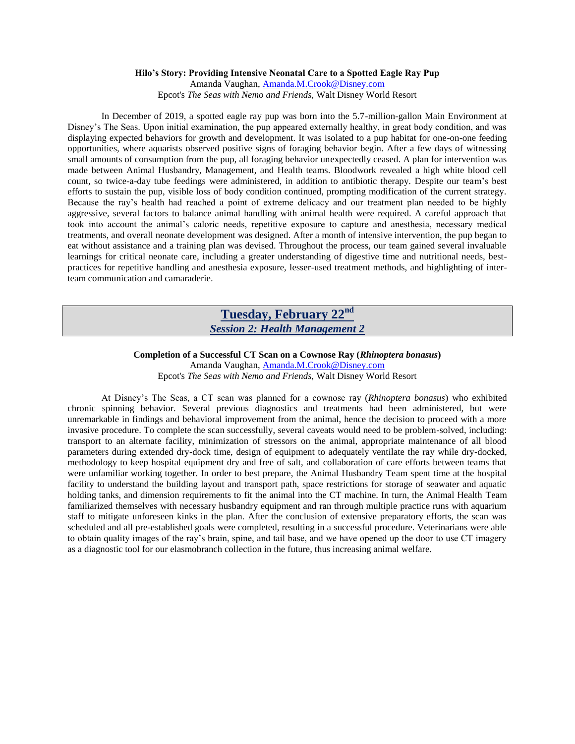**Hilo's Story: Providing Intensive Neonatal Care to a Spotted Eagle Ray Pup**
Amanda Vaughan, [Amanda.M.Crook@Disney.com](mailto:Amanda.M.Crook@Disney.com)
Epcot's *The Seas with Nemo and Friends*, Walt Disney World Resort

In December of 2019, a spotted eagle ray pup was born into the 5.7-million-gallon Main Environment at Disney's The Seas. Upon initial examination, the pup appeared externally healthy, in great body condition, and was displaying expected behaviors for growth and development. It was isolated to a pup habitat for one-on-one feeding opportunities, where aquarists observed positive signs of foraging behavior begin. After a few days of witnessing small amounts of consumption from the pup, all foraging behavior unexpectedly ceased. A plan for intervention was made between Animal Husbandry, Management, and Health teams. Bloodwork revealed a high white blood cell count, so twice-a-day tube feedings were administered, in addition to antibiotic therapy. Despite our team's best efforts to sustain the pup, visible loss of body condition continued, prompting modification of the current strategy. Because the ray's health had reached a point of extreme delicacy and our treatment plan needed to be highly aggressive, several factors to balance animal handling with animal health were required. A careful approach that took into account the animal's caloric needs, repetitive exposure to capture and anesthesia, necessary medical treatments, and overall neonate development was designed. After a month of intensive intervention, the pup began to eat without assistance and a training plan was devised. Throughout the process, our team gained several invaluable learnings for critical neonate care, including a greater understanding of digestive time and nutritional needs, best-practices for repetitive handling and anesthesia exposure, lesser-used treatment methods, and highlighting of inter-team communication and camaraderie.

## Tuesday, February 22nd
### *Session 2: Health Management 2*

**Completion of a Successful CT Scan on a Cownose Ray (*Rhinoptera bonasus*)**
Amanda Vaughan, [Amanda.M.Crook@Disney.com](mailto:Amanda.M.Crook@Disney.com)
Epcot's *The Seas with Nemo and Friends*, Walt Disney World Resort

At Disney's The Seas, a CT scan was planned for a cownose ray (*Rhinoptera bonasus*) who exhibited chronic spinning behavior. Several previous diagnostics and treatments had been administered, but were unremarkable in findings and behavioral improvement from the animal, hence the decision to proceed with a more invasive procedure. To complete the scan successfully, several caveats would need to be problem-solved, including: transport to an alternate facility, minimization of stressors on the animal, appropriate maintenance of all blood parameters during extended dry-dock time, design of equipment to adequately ventilate the ray while dry-docked, methodology to keep hospital equipment dry and free of salt, and collaboration of care efforts between teams that were unfamiliar working together. In order to best prepare, the Animal Husbandry Team spent time at the hospital facility to understand the building layout and transport path, space restrictions for storage of seawater and aquatic holding tanks, and dimension requirements to fit the animal into the CT machine. In turn, the Animal Health Team familiarized themselves with necessary husbandry equipment and ran through multiple practice runs with aquarium staff to mitigate unforeseen kinks in the plan. After the conclusion of extensive preparatory efforts, the scan was scheduled and all pre-established goals were completed, resulting in a successful procedure. Veterinarians were able to obtain quality images of the ray's brain, spine, and tail base, and we have opened up the door to use CT imagery as a diagnostic tool for our elasmobranch collection in the future, thus increasing animal welfare.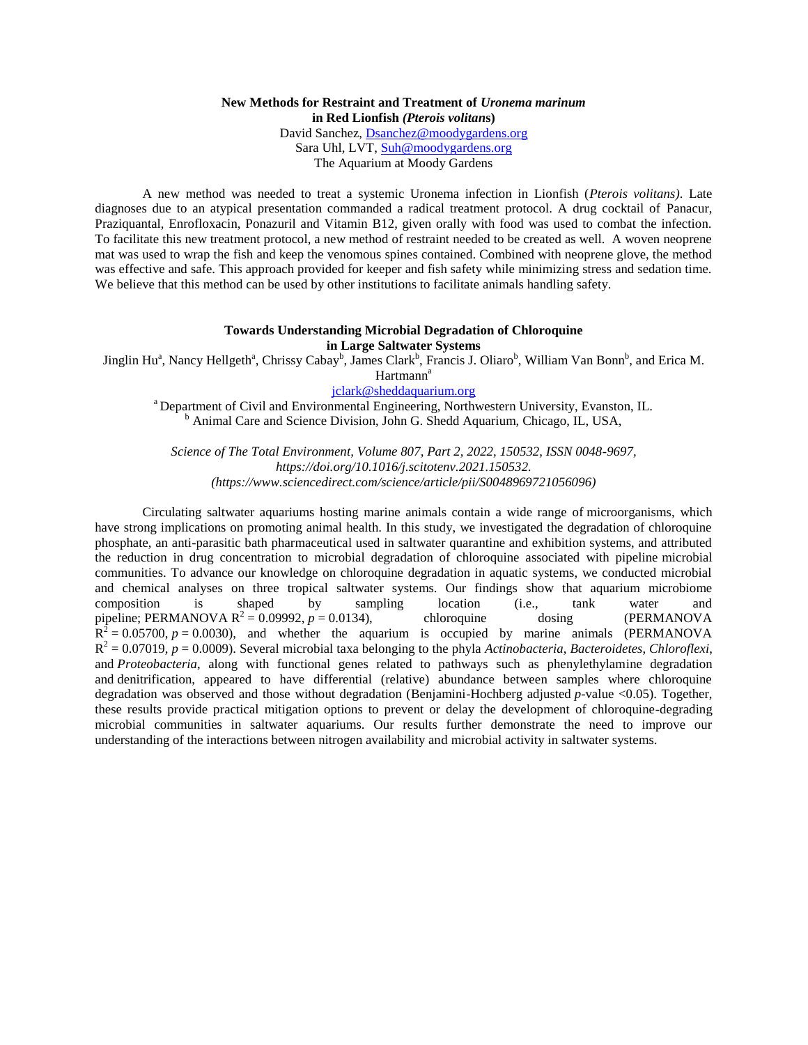## New Methods for Restraint and Treatment of *Uronema marinum* in Red Lionfish *(Pterois volitans)*

David Sanchez, Dsanchez@moodygardens.org
Sara Uhl, LVT, Suh@moodygardens.org
The Aquarium at Moody Gardens

A new method was needed to treat a systemic Uronema infection in Lionfish (*Pterois volitans)*. Late diagnoses due to an atypical presentation commanded a radical treatment protocol. A drug cocktail of Panacur, Praziquantal, Enrofloxacin, Ponazuril and Vitamin B12, given orally with food was used to combat the infection. To facilitate this new treatment protocol, a new method of restraint needed to be created as well. A woven neoprene mat was used to wrap the fish and keep the venomous spines contained. Combined with neoprene glove, the method was effective and safe. This approach provided for keeper and fish safety while minimizing stress and sedation time. We believe that this method can be used by other institutions to facilitate animals handling safety.

## Towards Understanding Microbial Degradation of Chloroquine in Large Saltwater Systems

Jinglin Hu[a], Nancy Hellgeth[a], Chrissy Cabay[b], James Clark[b], Francis J. Oliaro[b], William Van Bonn[b], and Erica M. Hartmann[a]

jclark@sheddaquarium.org

[a] Department of Civil and Environmental Engineering, Northwestern University, Evanston, IL.
[b] Animal Care and Science Division, John G. Shedd Aquarium, Chicago, IL, USA,

*Science of The Total Environment, Volume 807, Part 2, 2022, 150532, ISSN 0048-9697, https://doi.org/10.1016/j.scitotenv.2021.150532. (https://www.sciencedirect.com/science/article/pii/S0048969721056096)*

Circulating saltwater aquariums hosting marine animals contain a wide range of microorganisms, which have strong implications on promoting animal health. In this study, we investigated the degradation of chloroquine phosphate, an anti-parasitic bath pharmaceutical used in saltwater quarantine and exhibition systems, and attributed the reduction in drug concentration to microbial degradation of chloroquine associated with pipeline microbial communities. To advance our knowledge on chloroquine degradation in aquatic systems, we conducted microbial and chemical analyses on three tropical saltwater systems. Our findings show that aquarium microbiome composition is shaped by sampling location (i.e., tank water and pipeline; PERMANOVA $R^2 = 0.09992$, $p = 0.0134$), chloroquine dosing (PERMANOVA $R^2 = 0.05700$, $p = 0.0030$), and whether the aquarium is occupied by marine animals (PERMANOVA $R^2 = 0.07019$, $p = 0.0009$). Several microbial taxa belonging to the phyla *Actinobacteria*, *Bacteroidetes*, *Chloroflexi*, and *Proteobacteria*, along with functional genes related to pathways such as phenylethylamine degradation and denitrification, appeared to have differential (relative) abundance between samples where chloroquine degradation was observed and those without degradation (Benjamini-Hochberg adjusted *p*-value <0.05). Together, these results provide practical mitigation options to prevent or delay the development of chloroquine-degrading microbial communities in saltwater aquariums. Our results further demonstrate the need to improve our understanding of the interactions between nitrogen availability and microbial activity in saltwater systems.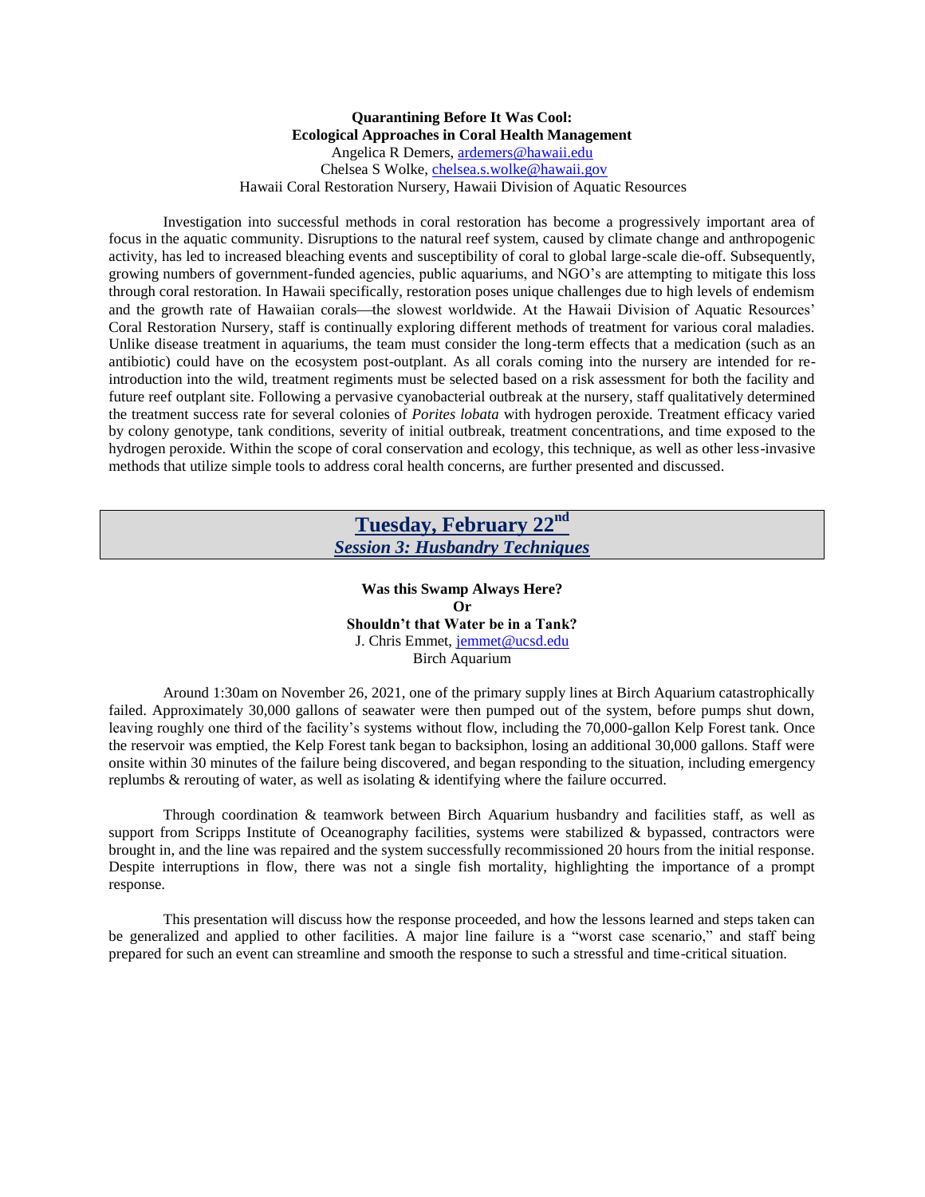**Quarantining Before It Was Cool: Ecological Approaches in Coral Health Management**

Angelica R Demers, ardemers@hawaii.edu
Chelsea S Wolke, chelsea.s.wolke@hawaii.gov
Hawaii Coral Restoration Nursery, Hawaii Division of Aquatic Resources

Investigation into successful methods in coral restoration has become a progressively important area of focus in the aquatic community. Disruptions to the natural reef system, caused by climate change and anthropogenic activity, has led to increased bleaching events and susceptibility of coral to global large-scale die-off. Subsequently, growing numbers of government-funded agencies, public aquariums, and NGO's are attempting to mitigate this loss through coral restoration. In Hawaii specifically, restoration poses unique challenges due to high levels of endemism and the growth rate of Hawaiian corals—the slowest worldwide. At the Hawaii Division of Aquatic Resources' Coral Restoration Nursery, staff is continually exploring different methods of treatment for various coral maladies. Unlike disease treatment in aquariums, the team must consider the long-term effects that a medication (such as an antibiotic) could have on the ecosystem post-outplant. As all corals coming into the nursery are intended for re-introduction into the wild, treatment regiments must be selected based on a risk assessment for both the facility and future reef outplant site. Following a pervasive cyanobacterial outbreak at the nursery, staff qualitatively determined the treatment success rate for several colonies of *Porites lobata* with hydrogen peroxide. Treatment efficacy varied by colony genotype, tank conditions, severity of initial outbreak, treatment concentrations, and time exposed to the hydrogen peroxide. Within the scope of coral conservation and ecology, this technique, as well as other less-invasive methods that utilize simple tools to address coral health concerns, are further presented and discussed.

## Tuesday, February 22nd
### *Session 3: Husbandry Techniques*

**Was this Swamp Always Here?**
**Or**
**Shouldn't that Water be in a Tank?**

J. Chris Emmet, jemmet@ucsd.edu
Birch Aquarium

Around 1:30am on November 26, 2021, one of the primary supply lines at Birch Aquarium catastrophically failed. Approximately 30,000 gallons of seawater were then pumped out of the system, before pumps shut down, leaving roughly one third of the facility's systems without flow, including the 70,000-gallon Kelp Forest tank. Once the reservoir was emptied, the Kelp Forest tank began to backsiphon, losing an additional 30,000 gallons. Staff were onsite within 30 minutes of the failure being discovered, and began responding to the situation, including emergency replumbs & rerouting of water, as well as isolating & identifying where the failure occurred.

Through coordination & teamwork between Birch Aquarium husbandry and facilities staff, as well as support from Scripps Institute of Oceanography facilities, systems were stabilized & bypassed, contractors were brought in, and the line was repaired and the system successfully recommissioned 20 hours from the initial response. Despite interruptions in flow, there was not a single fish mortality, highlighting the importance of a prompt response.

This presentation will discuss how the response proceeded, and how the lessons learned and steps taken can be generalized and applied to other facilities. A major line failure is a "worst case scenario," and staff being prepared for such an event can streamline and smooth the response to such a stressful and time-critical situation.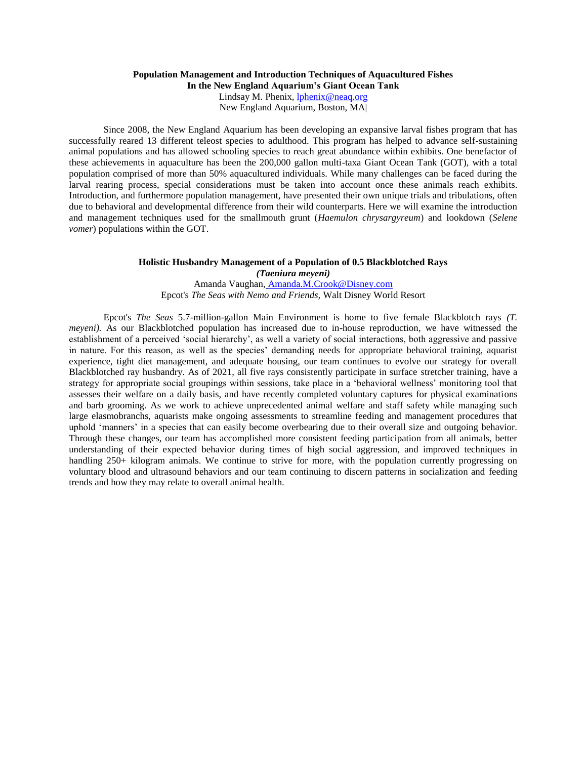**Population Management and Introduction Techniques of Aquacultured Fishes In the New England Aquarium's Giant Ocean Tank**

Lindsay M. Phenix, lphenix@neaq.org
New England Aquarium, Boston, MA|

Since 2008, the New England Aquarium has been developing an expansive larval fishes program that has successfully reared 13 different teleost species to adulthood. This program has helped to advance self-sustaining animal populations and has allowed schooling species to reach great abundance within exhibits. One benefactor of these achievements in aquaculture has been the 200,000 gallon multi-taxa Giant Ocean Tank (GOT), with a total population comprised of more than 50% aquacultured individuals. While many challenges can be faced during the larval rearing process, special considerations must be taken into account once these animals reach exhibits. Introduction, and furthermore population management, have presented their own unique trials and tribulations, often due to behavioral and developmental difference from their wild counterparts. Here we will examine the introduction and management techniques used for the smallmouth grunt (*Haemulon chrysargyreum*) and lookdown (*Selene vomer*) populations within the GOT.

**Holistic Husbandry Management of a Population of 0.5 Blackblotched Rays *(Taeniura meyeni)***

Amanda Vaughan, Amanda.M.Crook@Disney.com
Epcot's *The Seas with Nemo and Friends,* Walt Disney World Resort

Epcot's *The Seas* 5.7-million-gallon Main Environment is home to five female Blackblotch rays *(T. meyeni).* As our Blackblotched population has increased due to in-house reproduction, we have witnessed the establishment of a perceived 'social hierarchy', as well a variety of social interactions, both aggressive and passive in nature. For this reason, as well as the species' demanding needs for appropriate behavioral training, aquarist experience, tight diet management, and adequate housing, our team continues to evolve our strategy for overall Blackblotched ray husbandry. As of 2021, all five rays consistently participate in surface stretcher training, have a strategy for appropriate social groupings within sessions, take place in a 'behavioral wellness' monitoring tool that assesses their welfare on a daily basis, and have recently completed voluntary captures for physical examinations and barb grooming. As we work to achieve unprecedented animal welfare and staff safety while managing such large elasmobranchs, aquarists make ongoing assessments to streamline feeding and management procedures that uphold 'manners' in a species that can easily become overbearing due to their overall size and outgoing behavior. Through these changes, our team has accomplished more consistent feeding participation from all animals, better understanding of their expected behavior during times of high social aggression, and improved techniques in handling 250+ kilogram animals. We continue to strive for more, with the population currently progressing on voluntary blood and ultrasound behaviors and our team continuing to discern patterns in socialization and feeding trends and how they may relate to overall animal health.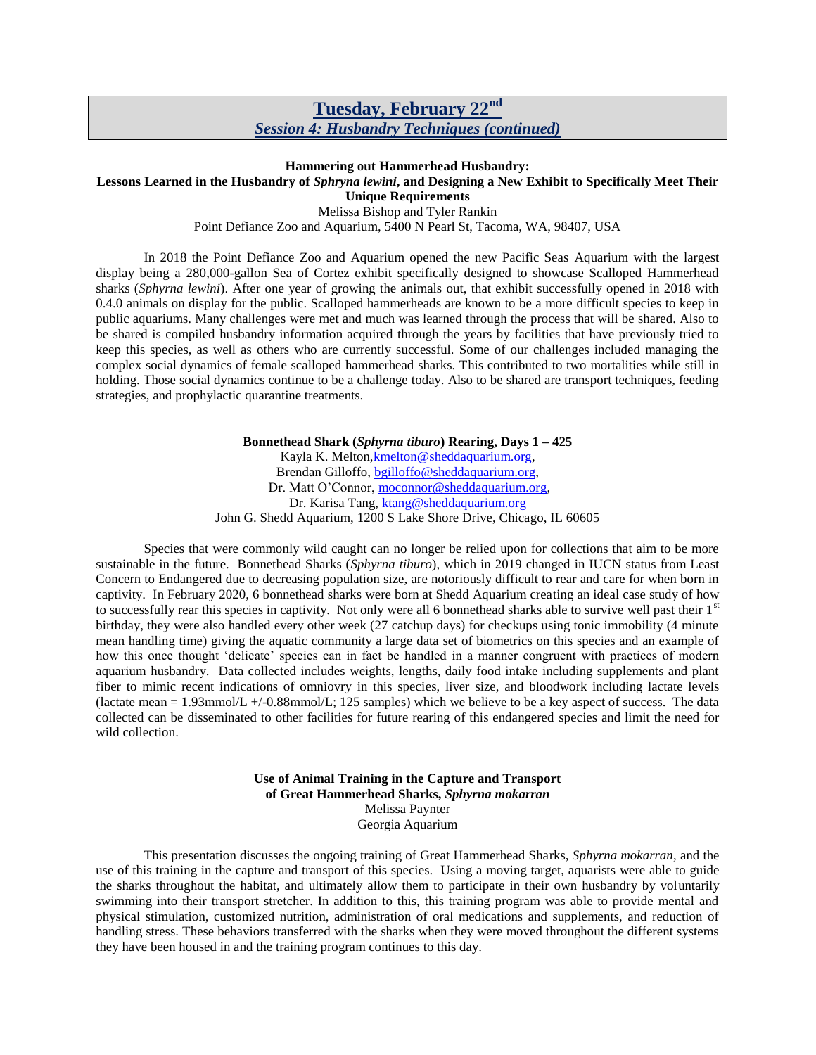## Tuesday, February 22nd

### *Session 4: Husbandry Techniques (continued)*

**Hammering out Hammerhead Husbandry:**
**Lessons Learned in the Husbandry of *Sphryna lewini*, and Designing a New Exhibit to Specifically Meet Their Unique Requirements**

Melissa Bishop and Tyler Rankin
Point Defiance Zoo and Aquarium, 5400 N Pearl St, Tacoma, WA, 98407, USA

In 2018 the Point Defiance Zoo and Aquarium opened the new Pacific Seas Aquarium with the largest display being a 280,000-gallon Sea of Cortez exhibit specifically designed to showcase Scalloped Hammerhead sharks (*Sphyrna lewini*). After one year of growing the animals out, that exhibit successfully opened in 2018 with 0.4.0 animals on display for the public. Scalloped hammerheads are known to be a more difficult species to keep in public aquariums. Many challenges were met and much was learned through the process that will be shared. Also to be shared is compiled husbandry information acquired through the years by facilities that have previously tried to keep this species, as well as others who are currently successful. Some of our challenges included managing the complex social dynamics of female scalloped hammerhead sharks. This contributed to two mortalities while still in holding. Those social dynamics continue to be a challenge today. Also to be shared are transport techniques, feeding strategies, and prophylactic quarantine treatments.

**Bonnethead Shark (*Sphyrna tiburo*) Rearing, Days 1 – 425**

Kayla K. Melton, kmelton@sheddaquarium.org,
Brendan Gilloffo, bgilloffo@sheddaquarium.org,
Dr. Matt O'Connor, moconnor@sheddaquarium.org,
Dr. Karisa Tang, ktang@sheddaquarium.org
John G. Shedd Aquarium, 1200 S Lake Shore Drive, Chicago, IL 60605

Species that were commonly wild caught can no longer be relied upon for collections that aim to be more sustainable in the future. Bonnethead Sharks (*Sphyrna tiburo*), which in 2019 changed in IUCN status from Least Concern to Endangered due to decreasing population size, are notoriously difficult to rear and care for when born in captivity. In February 2020, 6 bonnethead sharks were born at Shedd Aquarium creating an ideal case study of how to successfully rear this species in captivity. Not only were all 6 bonnethead sharks able to survive well past their 1st birthday, they were also handled every other week (27 catchup days) for checkups using tonic immobility (4 minute mean handling time) giving the aquatic community a large data set of biometrics on this species and an example of how this once thought 'delicate' species can in fact be handled in a manner congruent with practices of modern aquarium husbandry. Data collected includes weights, lengths, daily food intake including supplements and plant fiber to mimic recent indications of omniovry in this species, liver size, and bloodwork including lactate levels (lactate mean = 1.93mmol/L +/-0.88mmol/L; 125 samples) which we believe to be a key aspect of success. The data collected can be disseminated to other facilities for future rearing of this endangered species and limit the need for wild collection.

**Use of Animal Training in the Capture and Transport of Great Hammerhead Sharks, *Sphyrna mokarran***

Melissa Paynter
Georgia Aquarium

This presentation discusses the ongoing training of Great Hammerhead Sharks, *Sphyrna mokarran*, and the use of this training in the capture and transport of this species. Using a moving target, aquarists were able to guide the sharks throughout the habitat, and ultimately allow them to participate in their own husbandry by voluntarily swimming into their transport stretcher. In addition to this, this training program was able to provide mental and physical stimulation, customized nutrition, administration of oral medications and supplements, and reduction of handling stress. These behaviors transferred with the sharks when they were moved throughout the different systems they have been housed in and the training program continues to this day.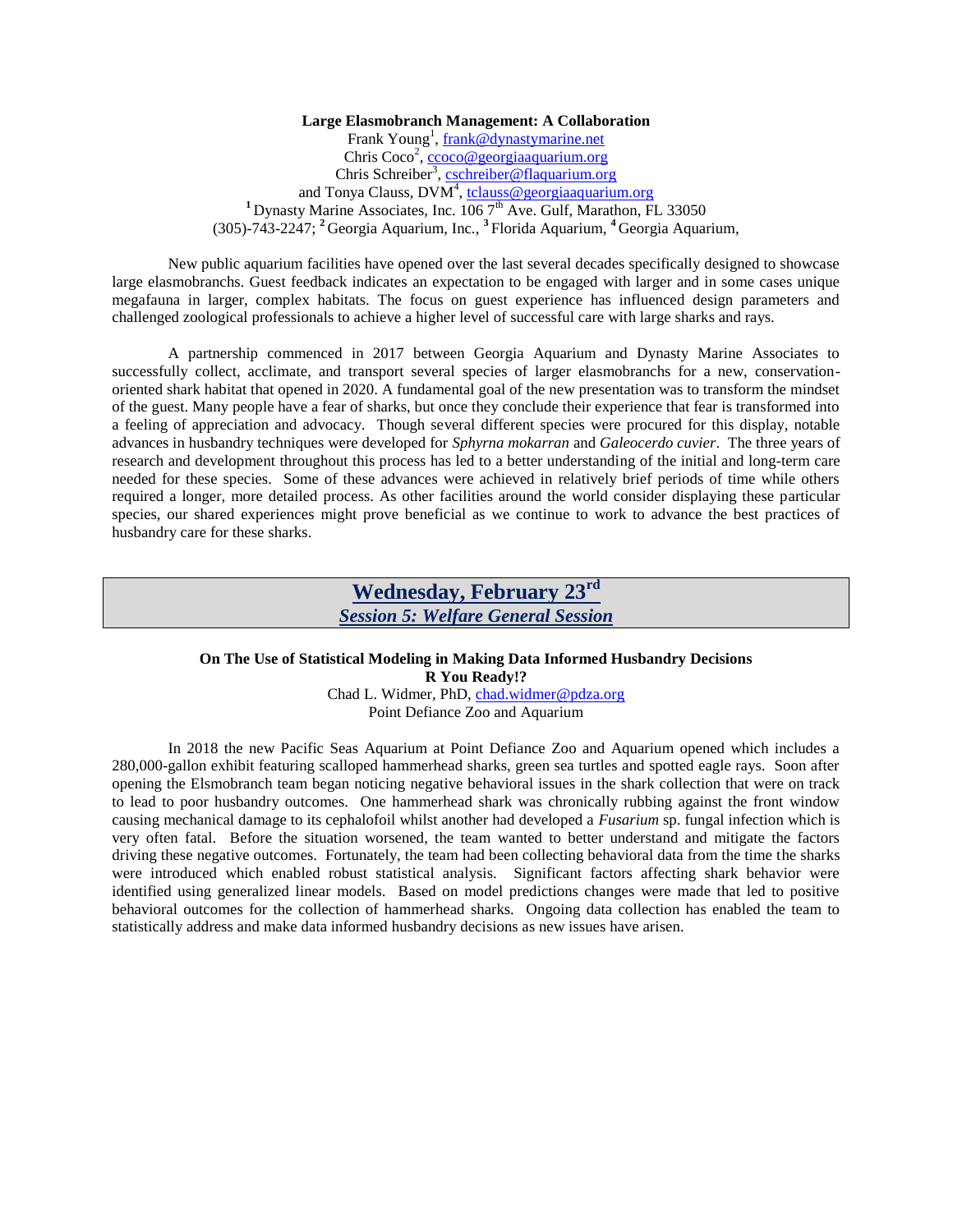**Large Elasmobranch Management: A Collaboration**

Frank Young[1], frank@dynastymarine.net
Chris Coco[2], ccoco@georgiaaquarium.org
Chris Schreiber[3], cschreiber@flaquarium.org
and Tonya Clauss, DVM[4], tclauss@georgiaaquarium.org
[1] Dynasty Marine Associates, Inc. 106 7th Ave. Gulf, Marathon, FL 33050
(305)-743-2247; [2] Georgia Aquarium, Inc., [3] Florida Aquarium, [4] Georgia Aquarium,

New public aquarium facilities have opened over the last several decades specifically designed to showcase large elasmobranchs. Guest feedback indicates an expectation to be engaged with larger and in some cases unique megafauna in larger, complex habitats. The focus on guest experience has influenced design parameters and challenged zoological professionals to achieve a higher level of successful care with large sharks and rays.

A partnership commenced in 2017 between Georgia Aquarium and Dynasty Marine Associates to successfully collect, acclimate, and transport several species of larger elasmobranchs for a new, conservation-oriented shark habitat that opened in 2020. A fundamental goal of the new presentation was to transform the mindset of the guest. Many people have a fear of sharks, but once they conclude their experience that fear is transformed into a feeling of appreciation and advocacy. Though several different species were procured for this display, notable advances in husbandry techniques were developed for *Sphyrna mokarran* and *Galeocerdo cuvier*. The three years of research and development throughout this process has led to a better understanding of the initial and long-term care needed for these species. Some of these advances were achieved in relatively brief periods of time while others required a longer, more detailed process. As other facilities around the world consider displaying these particular species, our shared experiences might prove beneficial as we continue to work to advance the best practices of husbandry care for these sharks.

## Wednesday, February 23rd
### *Session 5: Welfare General Session*

**On The Use of Statistical Modeling in Making Data Informed Husbandry Decisions**
**R You Ready!?**

Chad L. Widmer, PhD, chad.widmer@pdza.org
Point Defiance Zoo and Aquarium

In 2018 the new Pacific Seas Aquarium at Point Defiance Zoo and Aquarium opened which includes a 280,000-gallon exhibit featuring scalloped hammerhead sharks, green sea turtles and spotted eagle rays. Soon after opening the Elsmobranch team began noticing negative behavioral issues in the shark collection that were on track to lead to poor husbandry outcomes. One hammerhead shark was chronically rubbing against the front window causing mechanical damage to its cephalofoil whilst another had developed a *Fusarium* sp. fungal infection which is very often fatal. Before the situation worsened, the team wanted to better understand and mitigate the factors driving these negative outcomes. Fortunately, the team had been collecting behavioral data from the time the sharks were introduced which enabled robust statistical analysis. Significant factors affecting shark behavior were identified using generalized linear models. Based on model predictions changes were made that led to positive behavioral outcomes for the collection of hammerhead sharks. Ongoing data collection has enabled the team to statistically address and make data informed husbandry decisions as new issues have arisen.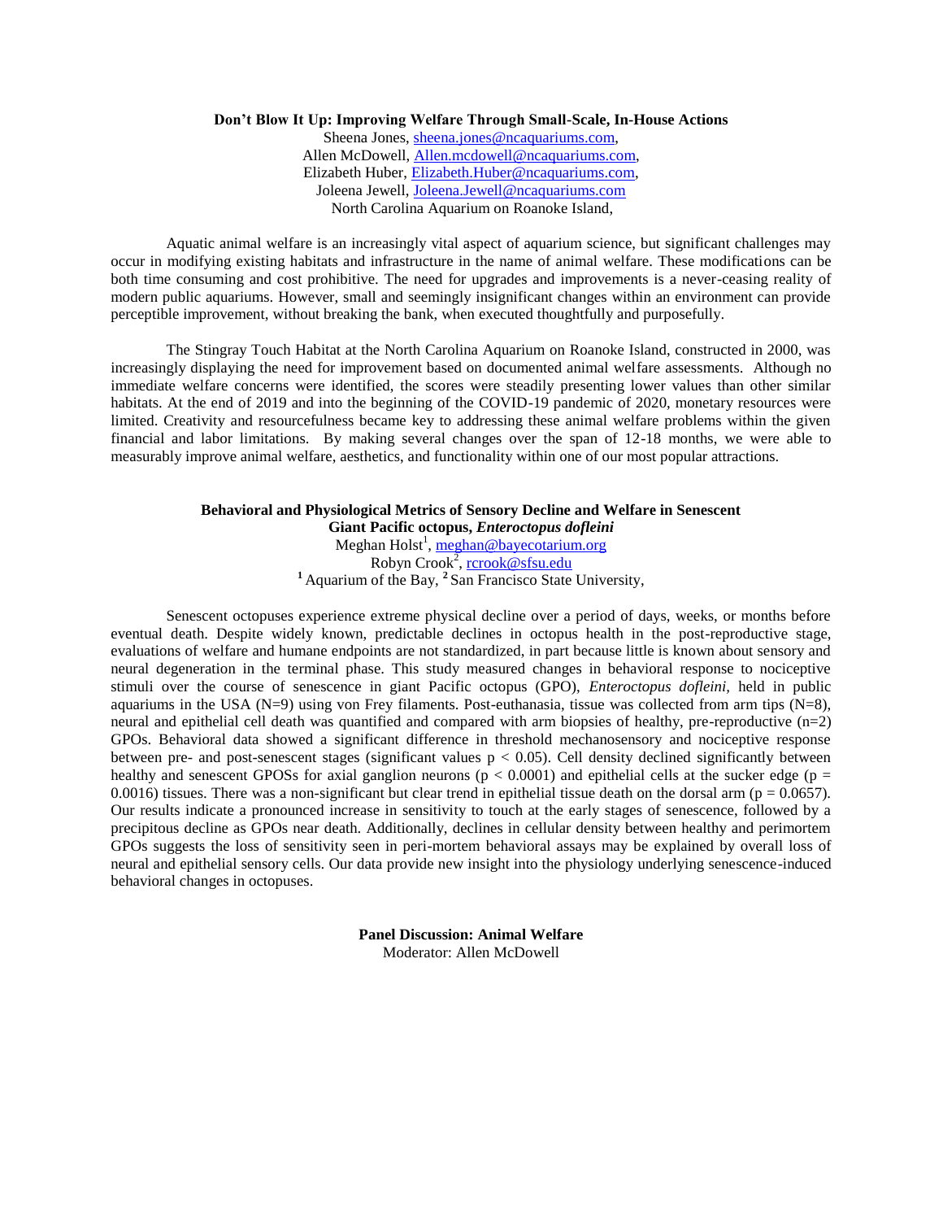**Don't Blow It Up: Improving Welfare Through Small-Scale, In-House Actions**

Sheena Jones, sheena.jones@ncaquariums.com,
Allen McDowell, Allen.mcdowell@ncaquariums.com,
Elizabeth Huber, Elizabeth.Huber@ncaquariums.com,
Joleena Jewell, Joleena.Jewell@ncaquariums.com
North Carolina Aquarium on Roanoke Island,

Aquatic animal welfare is an increasingly vital aspect of aquarium science, but significant challenges may occur in modifying existing habitats and infrastructure in the name of animal welfare. These modifications can be both time consuming and cost prohibitive. The need for upgrades and improvements is a never-ceasing reality of modern public aquariums. However, small and seemingly insignificant changes within an environment can provide perceptible improvement, without breaking the bank, when executed thoughtfully and purposefully.

The Stingray Touch Habitat at the North Carolina Aquarium on Roanoke Island, constructed in 2000, was increasingly displaying the need for improvement based on documented animal welfare assessments. Although no immediate welfare concerns were identified, the scores were steadily presenting lower values than other similar habitats. At the end of 2019 and into the beginning of the COVID-19 pandemic of 2020, monetary resources were limited. Creativity and resourcefulness became key to addressing these animal welfare problems within the given financial and labor limitations. By making several changes over the span of 12-18 months, we were able to measurably improve animal welfare, aesthetics, and functionality within one of our most popular attractions.

**Behavioral and Physiological Metrics of Sensory Decline and Welfare in Senescent Giant Pacific octopus, *Enteroctopus dofleini***

Meghan Holst[1], meghan@bayecotarium.org
Robyn Crook[2], rcrook@sfsu.edu
[1] Aquarium of the Bay, [2] San Francisco State University,

Senescent octopuses experience extreme physical decline over a period of days, weeks, or months before eventual death. Despite widely known, predictable declines in octopus health in the post-reproductive stage, evaluations of welfare and humane endpoints are not standardized, in part because little is known about sensory and neural degeneration in the terminal phase. This study measured changes in behavioral response to nociceptive stimuli over the course of senescence in giant Pacific octopus (GPO), *Enteroctopus dofleini*, held in public aquariums in the USA (N=9) using von Frey filaments. Post-euthanasia, tissue was collected from arm tips (N=8), neural and epithelial cell death was quantified and compared with arm biopsies of healthy, pre-reproductive (n=2) GPOs. Behavioral data showed a significant difference in threshold mechanosensory and nociceptive response between pre- and post-senescent stages (significant values $p < 0.05$). Cell density declined significantly between healthy and senescent GPOSs for axial ganglion neurons ($p < 0.0001$) and epithelial cells at the sucker edge ($p = 0.0016$) tissues. There was a non-significant but clear trend in epithelial tissue death on the dorsal arm ($p = 0.0657$). Our results indicate a pronounced increase in sensitivity to touch at the early stages of senescence, followed by a precipitous decline as GPOs near death. Additionally, declines in cellular density between healthy and perimortem GPOs suggests the loss of sensitivity seen in peri-mortem behavioral assays may be explained by overall loss of neural and epithelial sensory cells. Our data provide new insight into the physiology underlying senescence-induced behavioral changes in octopuses.

**Panel Discussion: Animal Welfare**

Moderator: Allen McDowell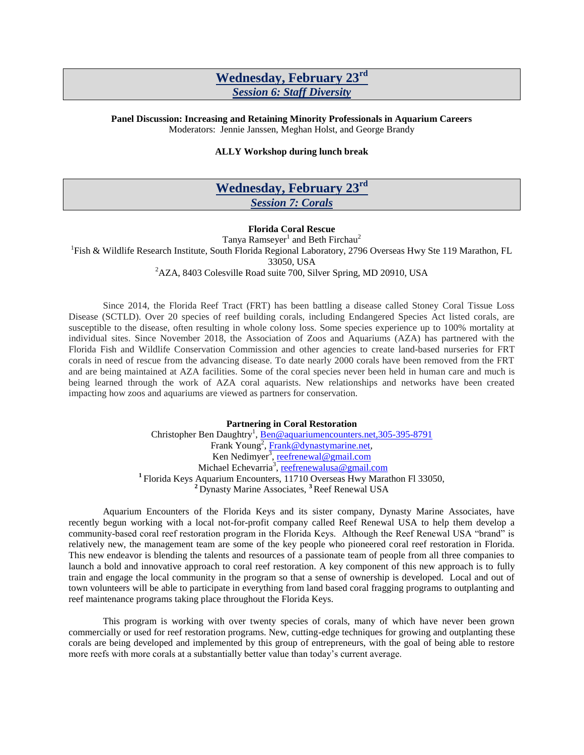## Wednesday, February 23rd

### *Session 6: Staff Diversity*

**Panel Discussion: Increasing and Retaining Minority Professionals in Aquarium Careers**

Moderators: Jennie Janssen, Meghan Holst, and George Brandy

**ALLY Workshop during lunch break**

## Wednesday, February 23rd

### *Session 7: Corals*

**Florida Coral Rescue**

Tanya Ramseyer[1] and Beth Firchau[2]

[1]Fish & Wildlife Research Institute, South Florida Regional Laboratory, 2796 Overseas Hwy Ste 119 Marathon, FL 33050, USA

[2]AZA, 8403 Colesville Road suite 700, Silver Spring, MD 20910, USA

Since 2014, the Florida Reef Tract (FRT) has been battling a disease called Stoney Coral Tissue Loss Disease (SCTLD). Over 20 species of reef building corals, including Endangered Species Act listed corals, are susceptible to the disease, often resulting in whole colony loss. Some species experience up to 100% mortality at individual sites. Since November 2018, the Association of Zoos and Aquariums (AZA) has partnered with the Florida Fish and Wildlife Conservation Commission and other agencies to create land-based nurseries for FRT corals in need of rescue from the advancing disease. To date nearly 2000 corals have been removed from the FRT and are being maintained at AZA facilities. Some of the coral species never been held in human care and much is being learned through the work of AZA coral aquarists. New relationships and networks have been created impacting how zoos and aquariums are viewed as partners for conservation.

**Partnering in Coral Restoration**

Christopher Ben Daughtry[1], Ben@aquariumencounters.net,305-395-8791

Frank Young[2], Frank@dynastymarine.net,

Ken Nedimyer[3], reefrenewal@gmail.com

Michael Echevarria[3], reefrenewalusa@gmail.com

[1] Florida Keys Aquarium Encounters, 11710 Overseas Hwy Marathon Fl 33050,

[2] Dynasty Marine Associates, [3] Reef Renewal USA

Aquarium Encounters of the Florida Keys and its sister company, Dynasty Marine Associates, have recently begun working with a local not-for-profit company called Reef Renewal USA to help them develop a community-based coral reef restoration program in the Florida Keys. Although the Reef Renewal USA "brand" is relatively new, the management team are some of the key people who pioneered coral reef restoration in Florida. This new endeavor is blending the talents and resources of a passionate team of people from all three companies to launch a bold and innovative approach to coral reef restoration. A key component of this new approach is to fully train and engage the local community in the program so that a sense of ownership is developed. Local and out of town volunteers will be able to participate in everything from land based coral fragging programs to outplanting and reef maintenance programs taking place throughout the Florida Keys.

This program is working with over twenty species of corals, many of which have never been grown commercially or used for reef restoration programs. New, cutting-edge techniques for growing and outplanting these corals are being developed and implemented by this group of entrepreneurs, with the goal of being able to restore more reefs with more corals at a substantially better value than today's current average.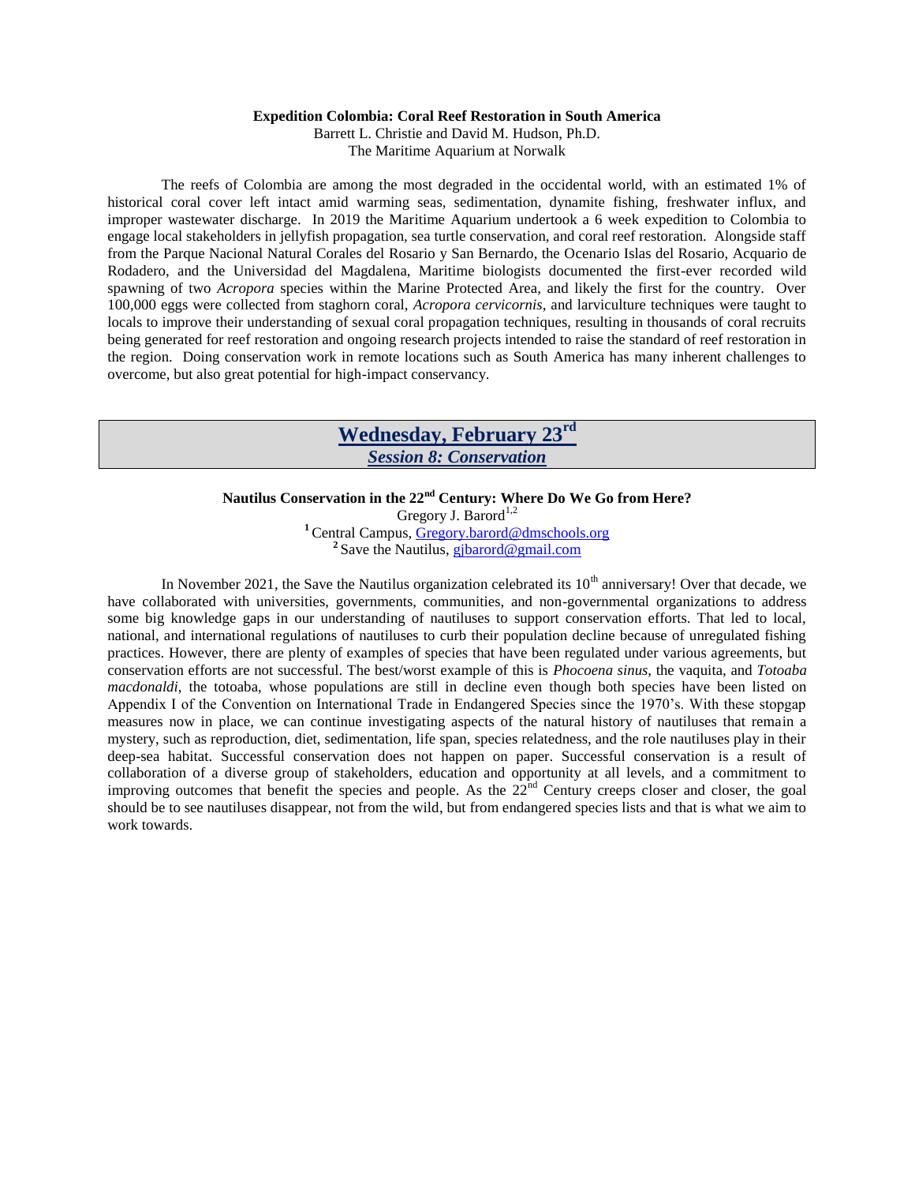**Expedition Colombia: Coral Reef Restoration in South America**

Barrett L. Christie and David M. Hudson, Ph.D.
The Maritime Aquarium at Norwalk

The reefs of Colombia are among the most degraded in the occidental world, with an estimated 1% of historical coral cover left intact amid warming seas, sedimentation, dynamite fishing, freshwater influx, and improper wastewater discharge. In 2019 the Maritime Aquarium undertook a 6 week expedition to Colombia to engage local stakeholders in jellyfish propagation, sea turtle conservation, and coral reef restoration. Alongside staff from the Parque Nacional Natural Corales del Rosario y San Bernardo, the Ocenario Islas del Rosario, Acquario de Rodadero, and the Universidad del Magdalena, Maritime biologists documented the first-ever recorded wild spawning of two *Acropora* species within the Marine Protected Area, and likely the first for the country. Over 100,000 eggs were collected from staghorn coral, *Acropora cervicornis*, and larviculture techniques were taught to locals to improve their understanding of sexual coral propagation techniques, resulting in thousands of coral recruits being generated for reef restoration and ongoing research projects intended to raise the standard of reef restoration in the region. Doing conservation work in remote locations such as South America has many inherent challenges to overcome, but also great potential for high-impact conservancy.

## Wednesday, February 23rd
### *Session 8: Conservation*

**Nautilus Conservation in the 22nd Century: Where Do We Go from Here?**

Gregory J. Barord[1,2]
[1] Central Campus, Gregory.barord@dmschools.org
[2] Save the Nautilus, gjbarord@gmail.com

In November 2021, the Save the Nautilus organization celebrated its 10th anniversary! Over that decade, we have collaborated with universities, governments, communities, and non-governmental organizations to address some big knowledge gaps in our understanding of nautiluses to support conservation efforts. That led to local, national, and international regulations of nautiluses to curb their population decline because of unregulated fishing practices. However, there are plenty of examples of species that have been regulated under various agreements, but conservation efforts are not successful. The best/worst example of this is *Phocoena sinus*, the vaquita, and *Totoaba macdonaldi*, the totoaba, whose populations are still in decline even though both species have been listed on Appendix I of the Convention on International Trade in Endangered Species since the 1970's. With these stopgap measures now in place, we can continue investigating aspects of the natural history of nautiluses that remain a mystery, such as reproduction, diet, sedimentation, life span, species relatedness, and the role nautiluses play in their deep-sea habitat. Successful conservation does not happen on paper. Successful conservation is a result of collaboration of a diverse group of stakeholders, education and opportunity at all levels, and a commitment to improving outcomes that benefit the species and people. As the 22nd Century creeps closer and closer, the goal should be to see nautiluses disappear, not from the wild, but from endangered species lists and that is what we aim to work towards.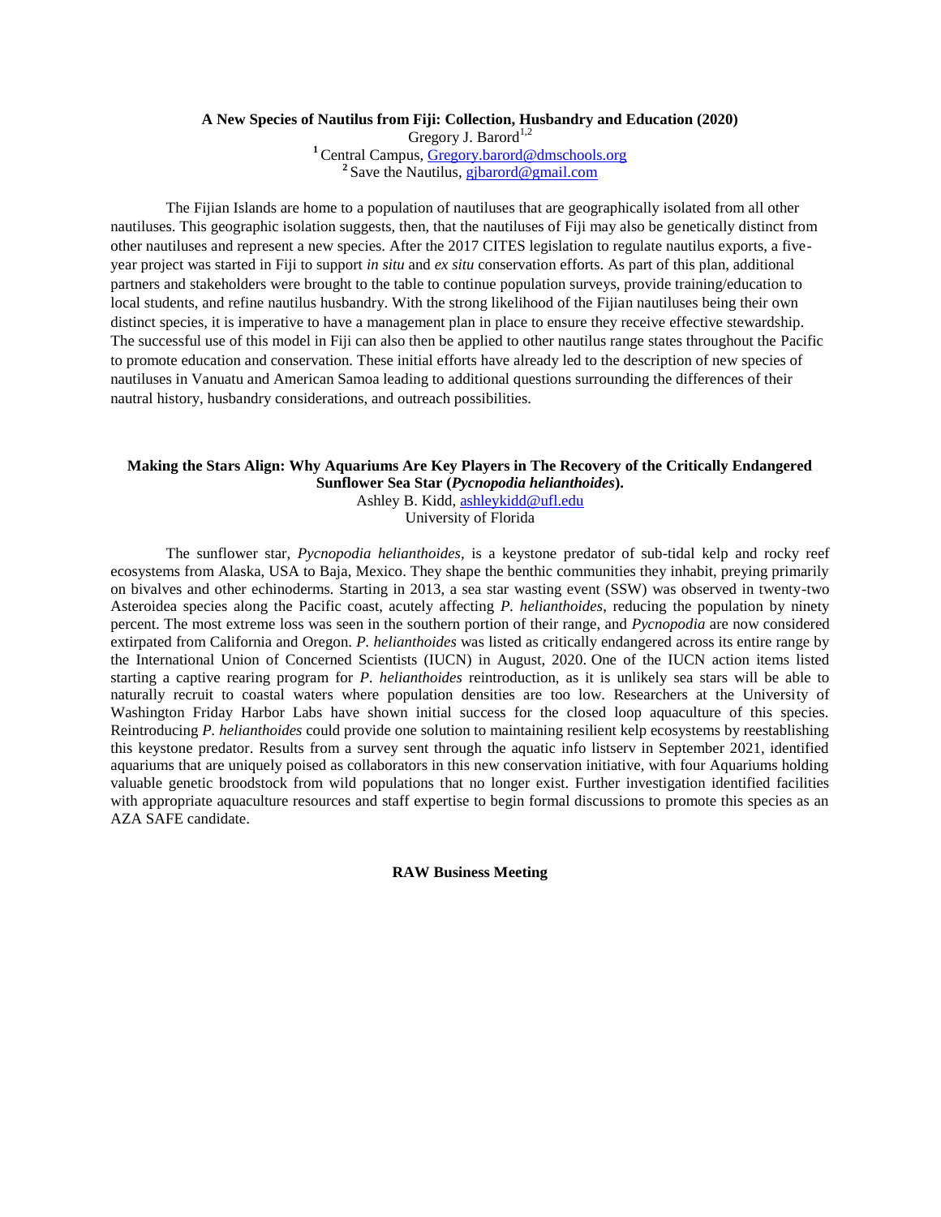**A New Species of Nautilus from Fiji: Collection, Husbandry and Education (2020)**

Gregory J. Barord[1,2]

[1] Central Campus, Gregory.barord@dmschools.org

[2] Save the Nautilus, gjbarord@gmail.com

The Fijian Islands are home to a population of nautiluses that are geographically isolated from all other nautiluses. This geographic isolation suggests, then, that the nautiluses of Fiji may also be genetically distinct from other nautiluses and represent a new species. After the 2017 CITES legislation to regulate nautilus exports, a five-year project was started in Fiji to support *in situ* and *ex situ* conservation efforts. As part of this plan, additional partners and stakeholders were brought to the table to continue population surveys, provide training/education to local students, and refine nautilus husbandry. With the strong likelihood of the Fijian nautiluses being their own distinct species, it is imperative to have a management plan in place to ensure they receive effective stewardship. The successful use of this model in Fiji can also then be applied to other nautilus range states throughout the Pacific to promote education and conservation. These initial efforts have already led to the description of new species of nautiluses in Vanuatu and American Samoa leading to additional questions surrounding the differences of their nautral history, husbandry considerations, and outreach possibilities.

**Making the Stars Align: Why Aquariums Are Key Players in The Recovery of the Critically Endangered Sunflower Sea Star (*Pycnopodia helianthoides*).**

Ashley B. Kidd, ashleykidd@ufl.edu

University of Florida

The sunflower star, *Pycnopodia helianthoides,* is a keystone predator of sub-tidal kelp and rocky reef ecosystems from Alaska, USA to Baja, Mexico. They shape the benthic communities they inhabit, preying primarily on bivalves and other echinoderms. Starting in 2013, a sea star wasting event (SSW) was observed in twenty-two Asteroidea species along the Pacific coast, acutely affecting *P. helianthoides*, reducing the population by ninety percent. The most extreme loss was seen in the southern portion of their range, and *Pycnopodia* are now considered extirpated from California and Oregon. *P. helianthoides* was listed as critically endangered across its entire range by the International Union of Concerned Scientists (IUCN) in August, 2020. One of the IUCN action items listed starting a captive rearing program for *P. helianthoides* reintroduction, as it is unlikely sea stars will be able to naturally recruit to coastal waters where population densities are too low. Researchers at the University of Washington Friday Harbor Labs have shown initial success for the closed loop aquaculture of this species. Reintroducing *P. helianthoides* could provide one solution to maintaining resilient kelp ecosystems by reestablishing this keystone predator. Results from a survey sent through the aquatic info listserv in September 2021, identified aquariums that are uniquely poised as collaborators in this new conservation initiative, with four Aquariums holding valuable genetic broodstock from wild populations that no longer exist. Further investigation identified facilities with appropriate aquaculture resources and staff expertise to begin formal discussions to promote this species as an AZA SAFE candidate.

**RAW Business Meeting**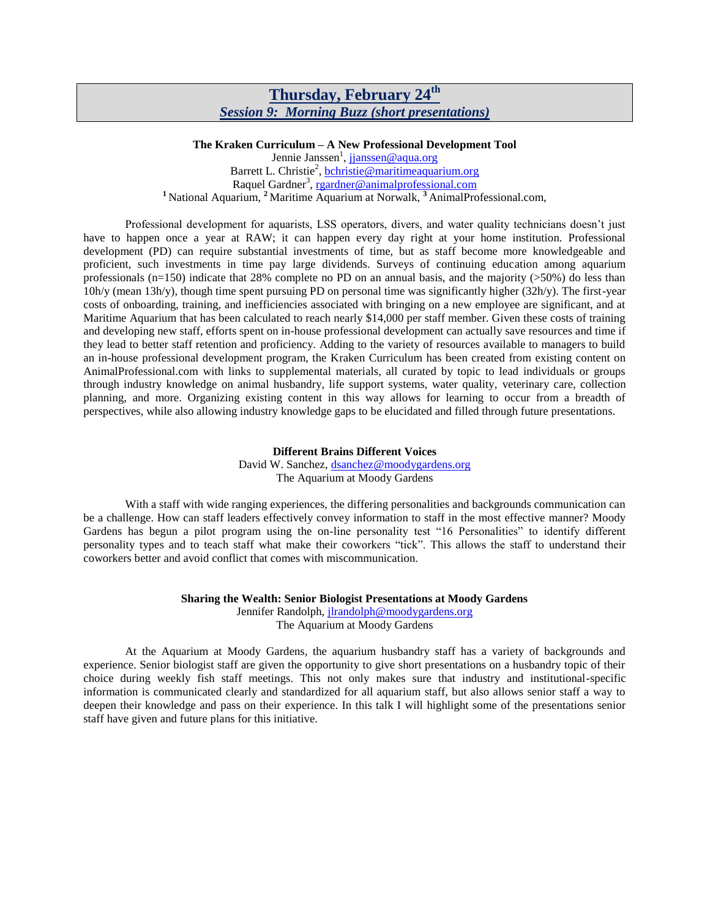## Thursday, February 24th

### *Session 9: Morning Buzz (short presentations)*

**The Kraken Curriculum – A New Professional Development Tool**

Jennie Janssen[1], jjanssen@aqua.org
Barrett L. Christie[2], bchristie@maritimeaquarium.org
Raquel Gardner[3], rgardner@animalprofessional.com
[1] National Aquarium, [2] Maritime Aquarium at Norwalk, [3] AnimalProfessional.com,

Professional development for aquarists, LSS operators, divers, and water quality technicians doesn't just have to happen once a year at RAW; it can happen every day right at your home institution. Professional development (PD) can require substantial investments of time, but as staff become more knowledgeable and proficient, such investments in time pay large dividends. Surveys of continuing education among aquarium professionals (n=150) indicate that 28% complete no PD on an annual basis, and the majority (>50%) do less than 10h/y (mean 13h/y), though time spent pursuing PD on personal time was significantly higher (32h/y). The first-year costs of onboarding, training, and inefficiencies associated with bringing on a new employee are significant, and at Maritime Aquarium that has been calculated to reach nearly $14,000 per staff member. Given these costs of training and developing new staff, efforts spent on in-house professional development can actually save resources and time if they lead to better staff retention and proficiency. Adding to the variety of resources available to managers to build an in-house professional development program, the Kraken Curriculum has been created from existing content on AnimalProfessional.com with links to supplemental materials, all curated by topic to lead individuals or groups through industry knowledge on animal husbandry, life support systems, water quality, veterinary care, collection planning, and more. Organizing existing content in this way allows for learning to occur from a breadth of perspectives, while also allowing industry knowledge gaps to be elucidated and filled through future presentations.

**Different Brains Different Voices**

David W. Sanchez, dsanchez@moodygardens.org
The Aquarium at Moody Gardens

With a staff with wide ranging experiences, the differing personalities and backgrounds communication can be a challenge. How can staff leaders effectively convey information to staff in the most effective manner? Moody Gardens has begun a pilot program using the on-line personality test "16 Personalities" to identify different personality types and to teach staff what make their coworkers "tick". This allows the staff to understand their coworkers better and avoid conflict that comes with miscommunication.

**Sharing the Wealth: Senior Biologist Presentations at Moody Gardens**

Jennifer Randolph, jlrandolph@moodygardens.org
The Aquarium at Moody Gardens

At the Aquarium at Moody Gardens, the aquarium husbandry staff has a variety of backgrounds and experience. Senior biologist staff are given the opportunity to give short presentations on a husbandry topic of their choice during weekly fish staff meetings. This not only makes sure that industry and institutional-specific information is communicated clearly and standardized for all aquarium staff, but also allows senior staff a way to deepen their knowledge and pass on their experience. In this talk I will highlight some of the presentations senior staff have given and future plans for this initiative.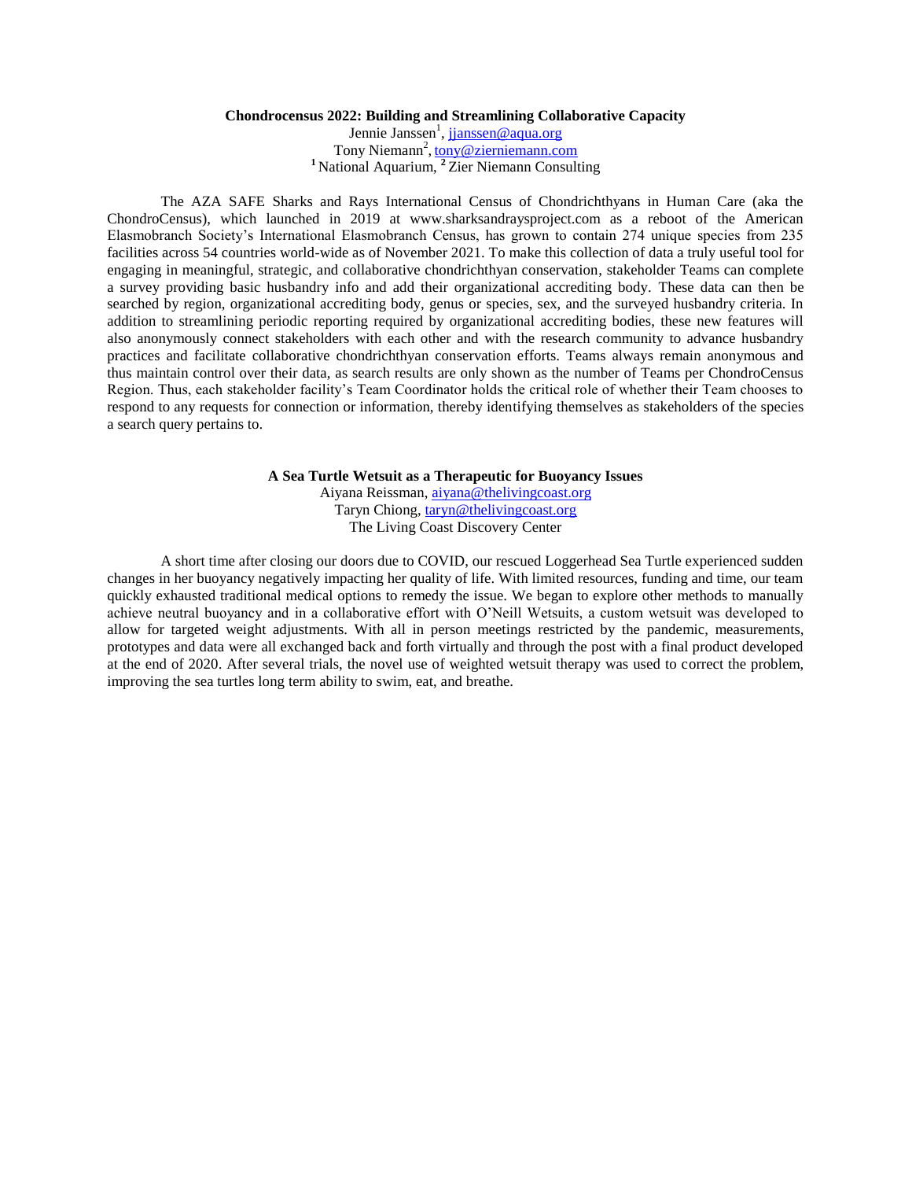**Chondrocensus 2022: Building and Streamlining Collaborative Capacity**

Jennie Janssen[1], jjanssen@aqua.org
Tony Niemann[2], tony@zierniemann.com
[1] National Aquarium, [2] Zier Niemann Consulting

The AZA SAFE Sharks and Rays International Census of Chondrichthyans in Human Care (aka the ChondroCensus), which launched in 2019 at www.sharksandraysproject.com as a reboot of the American Elasmobranch Society's International Elasmobranch Census, has grown to contain 274 unique species from 235 facilities across 54 countries world-wide as of November 2021. To make this collection of data a truly useful tool for engaging in meaningful, strategic, and collaborative chondrichthyan conservation, stakeholder Teams can complete a survey providing basic husbandry info and add their organizational accrediting body. These data can then be searched by region, organizational accrediting body, genus or species, sex, and the surveyed husbandry criteria. In addition to streamlining periodic reporting required by organizational accrediting bodies, these new features will also anonymously connect stakeholders with each other and with the research community to advance husbandry practices and facilitate collaborative chondrichthyan conservation efforts. Teams always remain anonymous and thus maintain control over their data, as search results are only shown as the number of Teams per ChondroCensus Region. Thus, each stakeholder facility's Team Coordinator holds the critical role of whether their Team chooses to respond to any requests for connection or information, thereby identifying themselves as stakeholders of the species a search query pertains to.

**A Sea Turtle Wetsuit as a Therapeutic for Buoyancy Issues**

Aiyana Reissman, aiyana@thelivingcoast.org
Taryn Chiong, taryn@thelivingcoast.org
The Living Coast Discovery Center

A short time after closing our doors due to COVID, our rescued Loggerhead Sea Turtle experienced sudden changes in her buoyancy negatively impacting her quality of life. With limited resources, funding and time, our team quickly exhausted traditional medical options to remedy the issue. We began to explore other methods to manually achieve neutral buoyancy and in a collaborative effort with O'Neill Wetsuits, a custom wetsuit was developed to allow for targeted weight adjustments. With all in person meetings restricted by the pandemic, measurements, prototypes and data were all exchanged back and forth virtually and through the post with a final product developed at the end of 2020. After several trials, the novel use of weighted wetsuit therapy was used to correct the problem, improving the sea turtles long term ability to swim, eat, and breathe.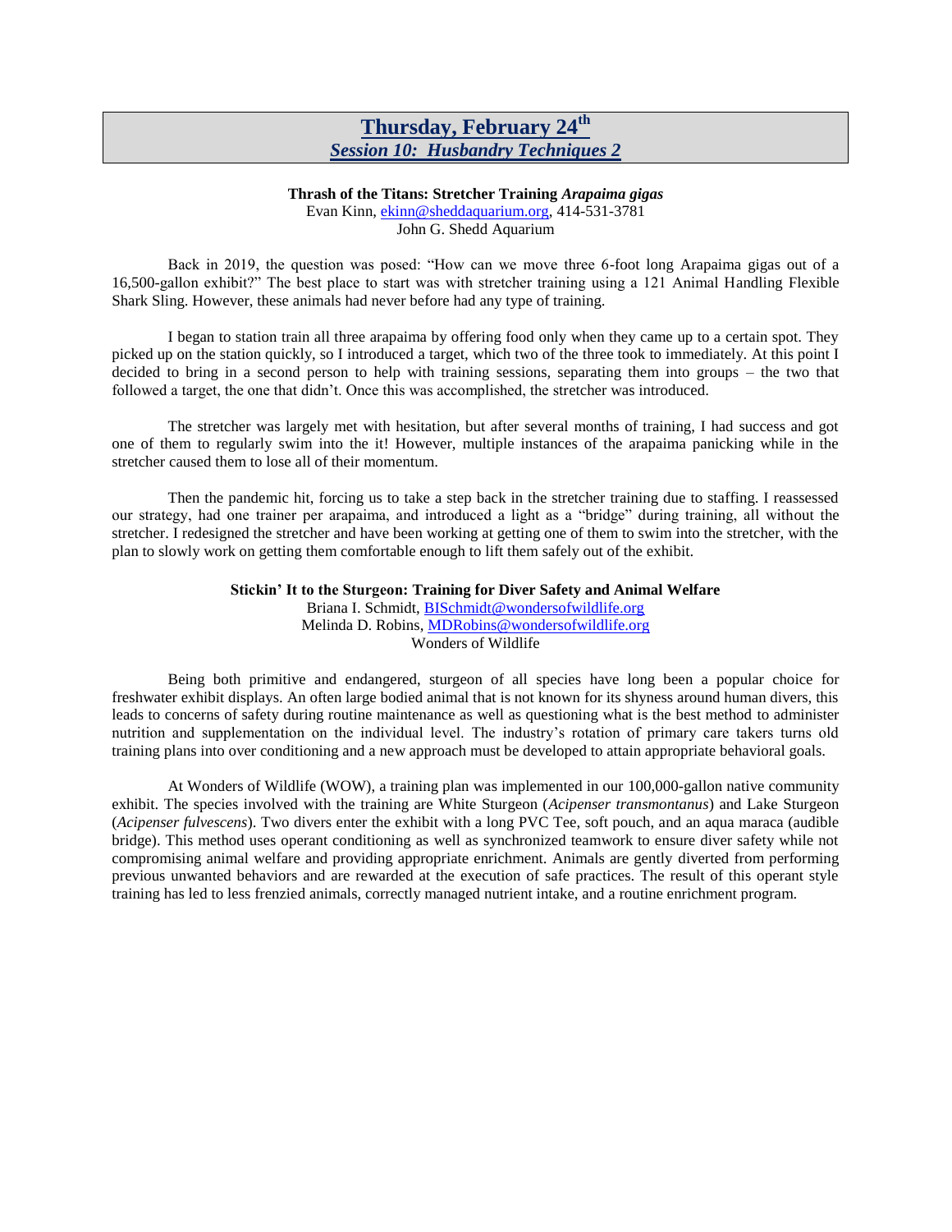## Thursday, February 24th

### *Session 10: Husbandry Techniques 2*

**Thrash of the Titans: Stretcher Training *Arapaima gigas***

Evan Kinn, ekinn@sheddaquarium.org, 414-531-3781
John G. Shedd Aquarium

Back in 2019, the question was posed: "How can we move three 6-foot long Arapaima gigas out of a 16,500-gallon exhibit?" The best place to start was with stretcher training using a 121 Animal Handling Flexible Shark Sling. However, these animals had never before had any type of training.

I began to station train all three arapaima by offering food only when they came up to a certain spot. They picked up on the station quickly, so I introduced a target, which two of the three took to immediately. At this point I decided to bring in a second person to help with training sessions, separating them into groups – the two that followed a target, the one that didn't. Once this was accomplished, the stretcher was introduced.

The stretcher was largely met with hesitation, but after several months of training, I had success and got one of them to regularly swim into the it! However, multiple instances of the arapaima panicking while in the stretcher caused them to lose all of their momentum.

Then the pandemic hit, forcing us to take a step back in the stretcher training due to staffing. I reassessed our strategy, had one trainer per arapaima, and introduced a light as a "bridge" during training, all without the stretcher. I redesigned the stretcher and have been working at getting one of them to swim into the stretcher, with the plan to slowly work on getting them comfortable enough to lift them safely out of the exhibit.

**Stickin' It to the Sturgeon: Training for Diver Safety and Animal Welfare**

Briana I. Schmidt, BISchmidt@wondersofwildlife.org
Melinda D. Robins, MDRobins@wondersofwildlife.org
Wonders of Wildlife

Being both primitive and endangered, sturgeon of all species have long been a popular choice for freshwater exhibit displays. An often large bodied animal that is not known for its shyness around human divers, this leads to concerns of safety during routine maintenance as well as questioning what is the best method to administer nutrition and supplementation on the individual level. The industry's rotation of primary care takers turns old training plans into over conditioning and a new approach must be developed to attain appropriate behavioral goals.

At Wonders of Wildlife (WOW), a training plan was implemented in our 100,000-gallon native community exhibit. The species involved with the training are White Sturgeon (*Acipenser transmontanus*) and Lake Sturgeon (*Acipenser fulvescens*). Two divers enter the exhibit with a long PVC Tee, soft pouch, and an aqua maraca (audible bridge). This method uses operant conditioning as well as synchronized teamwork to ensure diver safety while not compromising animal welfare and providing appropriate enrichment. Animals are gently diverted from performing previous unwanted behaviors and are rewarded at the execution of safe practices. The result of this operant style training has led to less frenzied animals, correctly managed nutrient intake, and a routine enrichment program.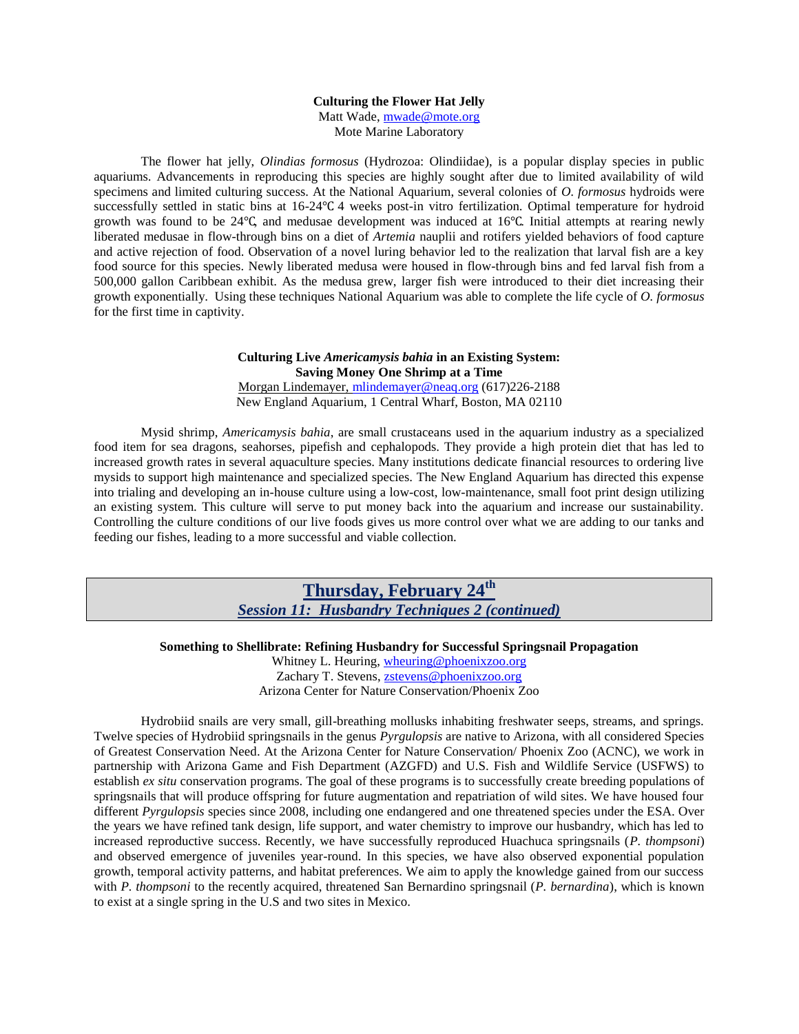**Culturing the Flower Hat Jelly**
Matt Wade, mwade@mote.org
Mote Marine Laboratory

The flower hat jelly, *Olindias formosus* (Hydrozoa: Olindiidae), is a popular display species in public aquariums. Advancements in reproducing this species are highly sought after due to limited availability of wild specimens and limited culturing success. At the National Aquarium, several colonies of *O. formosus* hydroids were successfully settled in static bins at 16-24℃ 4 weeks post-in vitro fertilization. Optimal temperature for hydroid growth was found to be 24℃, and medusae development was induced at 16℃. Initial attempts at rearing newly liberated medusae in flow-through bins on a diet of *Artemia* nauplii and rotifers yielded behaviors of food capture and active rejection of food. Observation of a novel luring behavior led to the realization that larval fish are a key food source for this species. Newly liberated medusa were housed in flow-through bins and fed larval fish from a 500,000 gallon Caribbean exhibit. As the medusa grew, larger fish were introduced to their diet increasing their growth exponentially. Using these techniques National Aquarium was able to complete the life cycle of *O. formosus* for the first time in captivity.

**Culturing Live *Americamysis bahia* in an Existing System:**
**Saving Money One Shrimp at a Time**
Morgan Lindemayer, mlindemayer@neaq.org (617)226-2188
New England Aquarium, 1 Central Wharf, Boston, MA 02110

Mysid shrimp, *Americamysis bahia*, are small crustaceans used in the aquarium industry as a specialized food item for sea dragons, seahorses, pipefish and cephalopods. They provide a high protein diet that has led to increased growth rates in several aquaculture species. Many institutions dedicate financial resources to ordering live mysids to support high maintenance and specialized species. The New England Aquarium has directed this expense into trialing and developing an in-house culture using a low-cost, low-maintenance, small foot print design utilizing an existing system. This culture will serve to put money back into the aquarium and increase our sustainability. Controlling the culture conditions of our live foods gives us more control over what we are adding to our tanks and feeding our fishes, leading to a more successful and viable collection.

## Thursday, February 24th
### *Session 11: Husbandry Techniques 2 (continued)*

**Something to Shellibrate: Refining Husbandry for Successful Springsnail Propagation**
Whitney L. Heuring, wheuring@phoenixzoo.org
Zachary T. Stevens, zstevens@phoenixzoo.org
Arizona Center for Nature Conservation/Phoenix Zoo

Hydrobiid snails are very small, gill-breathing mollusks inhabiting freshwater seeps, streams, and springs. Twelve species of Hydrobiid springsnails in the genus *Pyrgulopsis* are native to Arizona, with all considered Species of Greatest Conservation Need. At the Arizona Center for Nature Conservation/ Phoenix Zoo (ACNC), we work in partnership with Arizona Game and Fish Department (AZGFD) and U.S. Fish and Wildlife Service (USFWS) to establish *ex situ* conservation programs. The goal of these programs is to successfully create breeding populations of springsnails that will produce offspring for future augmentation and repatriation of wild sites. We have housed four different *Pyrgulopsis* species since 2008, including one endangered and one threatened species under the ESA. Over the years we have refined tank design, life support, and water chemistry to improve our husbandry, which has led to increased reproductive success. Recently, we have successfully reproduced Huachuca springsnails (*P. thompsoni*) and observed emergence of juveniles year-round. In this species, we have also observed exponential population growth, temporal activity patterns, and habitat preferences. We aim to apply the knowledge gained from our success with *P. thompsoni* to the recently acquired, threatened San Bernardino springsnail (*P. bernardina*), which is known to exist at a single spring in the U.S and two sites in Mexico.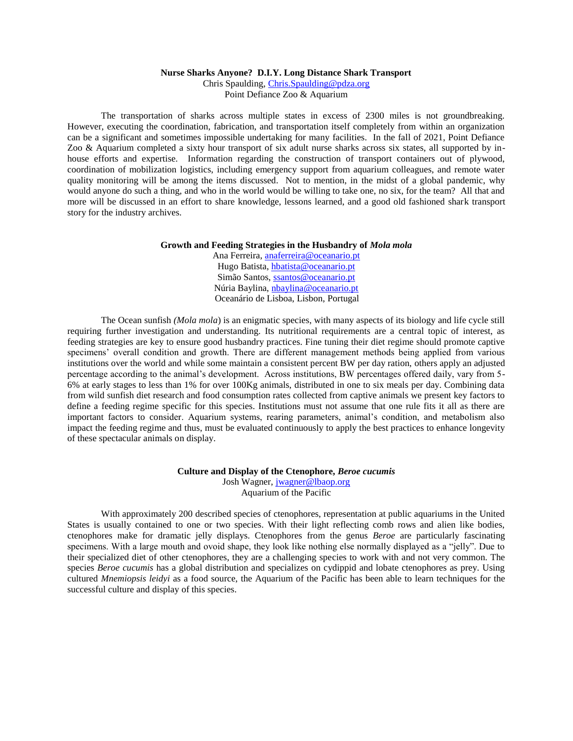**Nurse Sharks Anyone? D.I.Y. Long Distance Shark Transport**

Chris Spaulding, Chris.Spaulding@pdza.org
Point Defiance Zoo & Aquarium

The transportation of sharks across multiple states in excess of 2300 miles is not groundbreaking. However, executing the coordination, fabrication, and transportation itself completely from within an organization can be a significant and sometimes impossible undertaking for many facilities. In the fall of 2021, Point Defiance Zoo & Aquarium completed a sixty hour transport of six adult nurse sharks across six states, all supported by in-house efforts and expertise. Information regarding the construction of transport containers out of plywood, coordination of mobilization logistics, including emergency support from aquarium colleagues, and remote water quality monitoring will be among the items discussed. Not to mention, in the midst of a global pandemic, why would anyone do such a thing, and who in the world would be willing to take one, no six, for the team? All that and more will be discussed in an effort to share knowledge, lessons learned, and a good old fashioned shark transport story for the industry archives.

**Growth and Feeding Strategies in the Husbandry of *Mola mola***

Ana Ferreira, anaferreira@oceanario.pt
Hugo Batista, hbatista@oceanario.pt
Simão Santos, ssantos@oceanario.pt
Núria Baylina, nbaylina@oceanario.pt
Oceanário de Lisboa, Lisbon, Portugal

The Ocean sunfish *(Mola mola*) is an enigmatic species, with many aspects of its biology and life cycle still requiring further investigation and understanding. Its nutritional requirements are a central topic of interest, as feeding strategies are key to ensure good husbandry practices. Fine tuning their diet regime should promote captive specimens' overall condition and growth. There are different management methods being applied from various institutions over the world and while some maintain a consistent percent BW per day ration, others apply an adjusted percentage according to the animal's development. Across institutions, BW percentages offered daily, vary from 5-6% at early stages to less than 1% for over 100Kg animals, distributed in one to six meals per day. Combining data from wild sunfish diet research and food consumption rates collected from captive animals we present key factors to define a feeding regime specific for this species. Institutions must not assume that one rule fits it all as there are important factors to consider. Aquarium systems, rearing parameters, animal's condition, and metabolism also impact the feeding regime and thus, must be evaluated continuously to apply the best practices to enhance longevity of these spectacular animals on display.

**Culture and Display of the Ctenophore, *Beroe cucumis***

Josh Wagner, jwagner@lbaop.org
Aquarium of the Pacific

With approximately 200 described species of ctenophores, representation at public aquariums in the United States is usually contained to one or two species. With their light reflecting comb rows and alien like bodies, ctenophores make for dramatic jelly displays. Ctenophores from the genus *Beroe* are particularly fascinating specimens. With a large mouth and ovoid shape, they look like nothing else normally displayed as a "jelly". Due to their specialized diet of other ctenophores, they are a challenging species to work with and not very common. The species *Beroe cucumis* has a global distribution and specializes on cydippid and lobate ctenophores as prey. Using cultured *Mnemiopsis leidyi* as a food source, the Aquarium of the Pacific has been able to learn techniques for the successful culture and display of this species.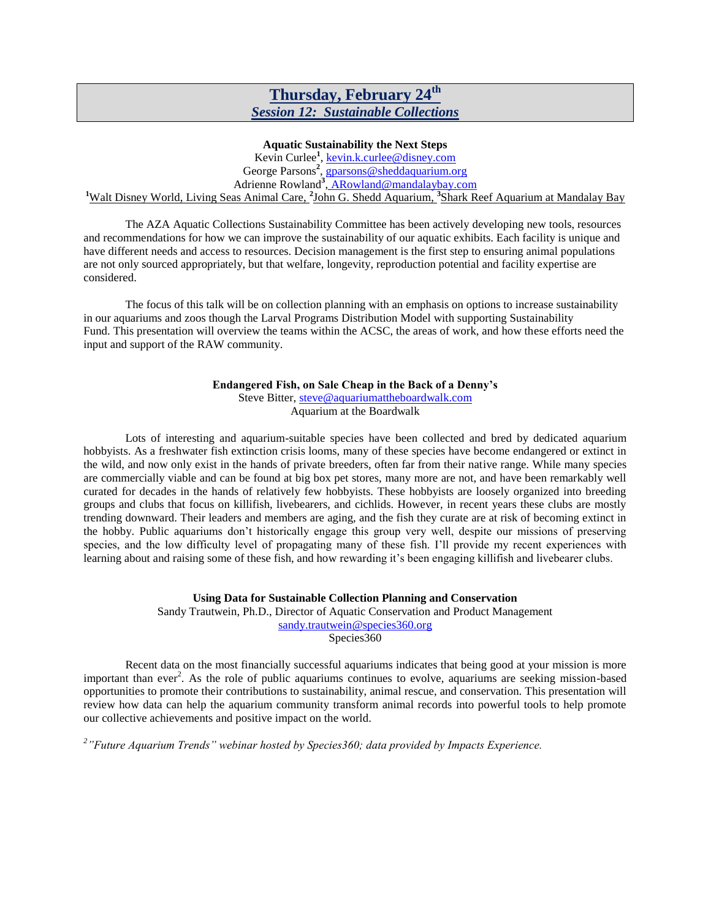# Thursday, February 24th

## *Session 12: Sustainable Collections*

### Aquatic Sustainability the Next Steps

Kevin Curlee[1], kevin.k.curlee@disney.com
George Parsons[2], gparsons@sheddaquarium.org
Adrienne Rowland[3], ARowland@mandalaybay.com
[1]Walt Disney World, Living Seas Animal Care, [2]John G. Shedd Aquarium, [3]Shark Reef Aquarium at Mandalay Bay

The AZA Aquatic Collections Sustainability Committee has been actively developing new tools, resources and recommendations for how we can improve the sustainability of our aquatic exhibits. Each facility is unique and have different needs and access to resources. Decision management is the first step to ensuring animal populations are not only sourced appropriately, but that welfare, longevity, reproduction potential and facility expertise are considered.

The focus of this talk will be on collection planning with an emphasis on options to increase sustainability in our aquariums and zoos though the Larval Programs Distribution Model with supporting Sustainability Fund. This presentation will overview the teams within the ACSC, the areas of work, and how these efforts need the input and support of the RAW community.

### Endangered Fish, on Sale Cheap in the Back of a Denny's

Steve Bitter, steve@aquariumattheboardwalk.com
Aquarium at the Boardwalk

Lots of interesting and aquarium-suitable species have been collected and bred by dedicated aquarium hobbyists. As a freshwater fish extinction crisis looms, many of these species have become endangered or extinct in the wild, and now only exist in the hands of private breeders, often far from their native range. While many species are commercially viable and can be found at big box pet stores, many more are not, and have been remarkably well curated for decades in the hands of relatively few hobbyists. These hobbyists are loosely organized into breeding groups and clubs that focus on killifish, livebearers, and cichlids. However, in recent years these clubs are mostly trending downward. Their leaders and members are aging, and the fish they curate are at risk of becoming extinct in the hobby. Public aquariums don't historically engage this group very well, despite our missions of preserving species, and the low difficulty level of propagating many of these fish. I'll provide my recent experiences with learning about and raising some of these fish, and how rewarding it's been engaging killifish and livebearer clubs.

### Using Data for Sustainable Collection Planning and Conservation

Sandy Trautwein, Ph.D., Director of Aquatic Conservation and Product Management
sandy.trautwein@species360.org
Species360

Recent data on the most financially successful aquariums indicates that being good at your mission is more important than ever[2]. As the role of public aquariums continues to evolve, aquariums are seeking mission-based opportunities to promote their contributions to sustainability, animal rescue, and conservation. This presentation will review how data can help the aquarium community transform animal records into powerful tools to help promote our collective achievements and positive impact on the world.

*[2] "Future Aquarium Trends" webinar hosted by Species360; data provided by Impacts Experience.*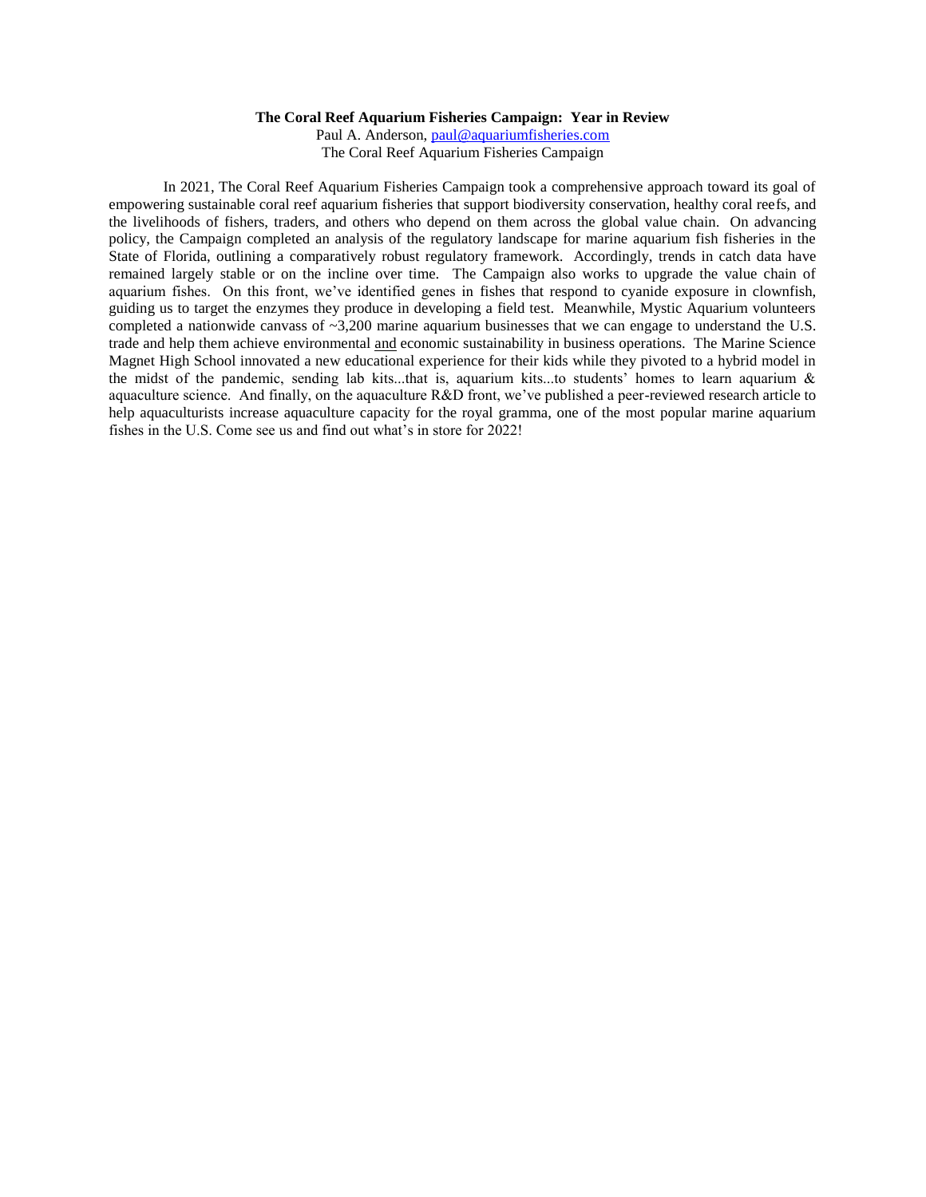**The Coral Reef Aquarium Fisheries Campaign: Year in Review**

Paul A. Anderson, paul@aquariumfisheries.com

The Coral Reef Aquarium Fisheries Campaign

In 2021, The Coral Reef Aquarium Fisheries Campaign took a comprehensive approach toward its goal of empowering sustainable coral reef aquarium fisheries that support biodiversity conservation, healthy coral reefs, and the livelihoods of fishers, traders, and others who depend on them across the global value chain. On advancing policy, the Campaign completed an analysis of the regulatory landscape for marine aquarium fish fisheries in the State of Florida, outlining a comparatively robust regulatory framework. Accordingly, trends in catch data have remained largely stable or on the incline over time. The Campaign also works to upgrade the value chain of aquarium fishes. On this front, we've identified genes in fishes that respond to cyanide exposure in clownfish, guiding us to target the enzymes they produce in developing a field test. Meanwhile, Mystic Aquarium volunteers completed a nationwide canvass of ~3,200 marine aquarium businesses that we can engage to understand the U.S. trade and help them achieve environmental and economic sustainability in business operations. The Marine Science Magnet High School innovated a new educational experience for their kids while they pivoted to a hybrid model in the midst of the pandemic, sending lab kits...that is, aquarium kits...to students' homes to learn aquarium & aquaculture science. And finally, on the aquaculture R&D front, we've published a peer-reviewed research article to help aquaculturists increase aquaculture capacity for the royal gramma, one of the most popular marine aquarium fishes in the U.S. Come see us and find out what's in store for 2022!